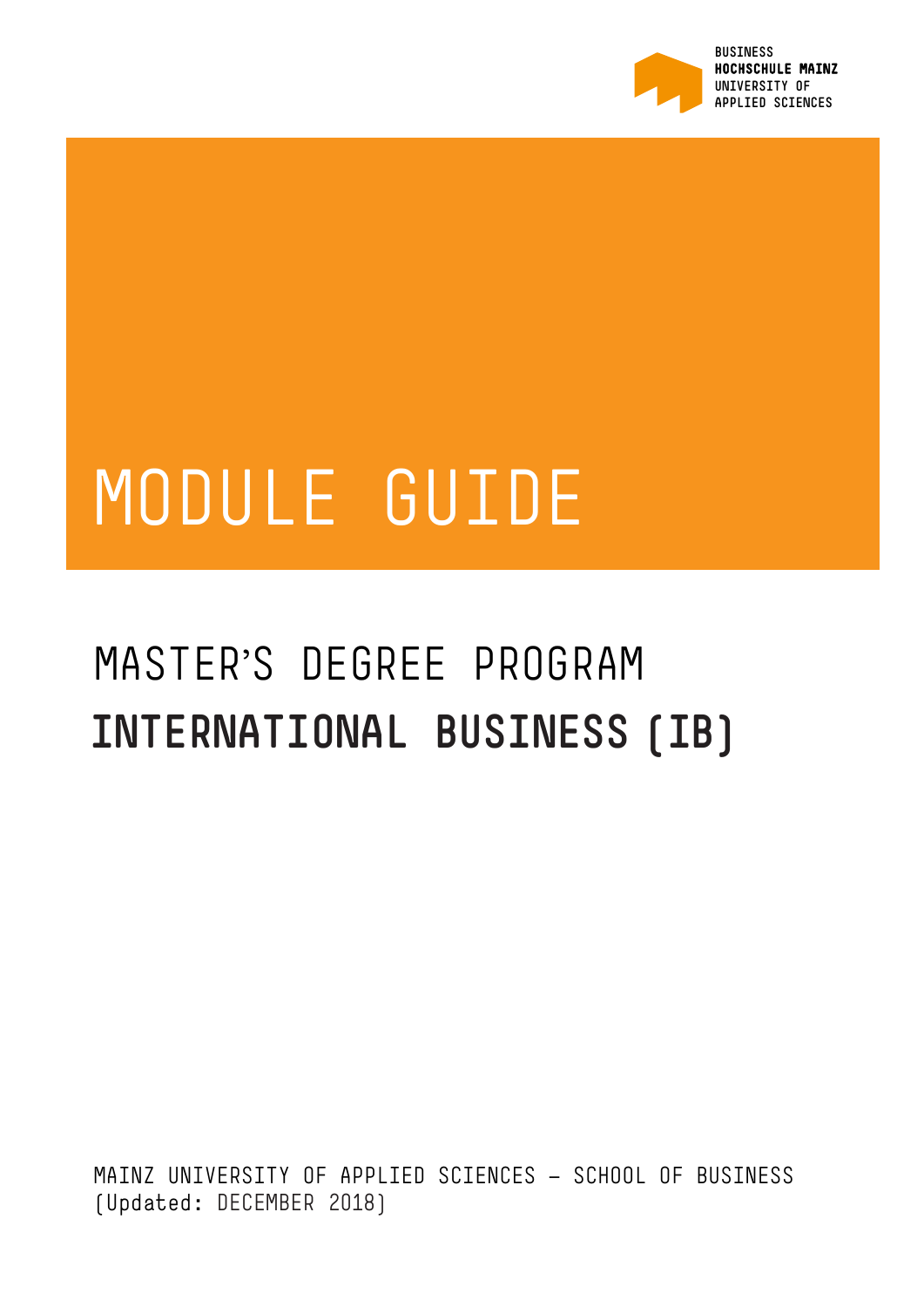BUSINESS
**HOCHSCHULE MAINZ**
UNIVERSITY OF
APPLIED SCIENCES

# MODULE GUIDE

## MASTER'S DEGREE PROGRAM
## **INTERNATIONAL BUSINESS (IB)**

MAINZ UNIVERSITY OF APPLIED SCIENCES – SCHOOL OF BUSINESS
(Updated: DECEMBER 2018)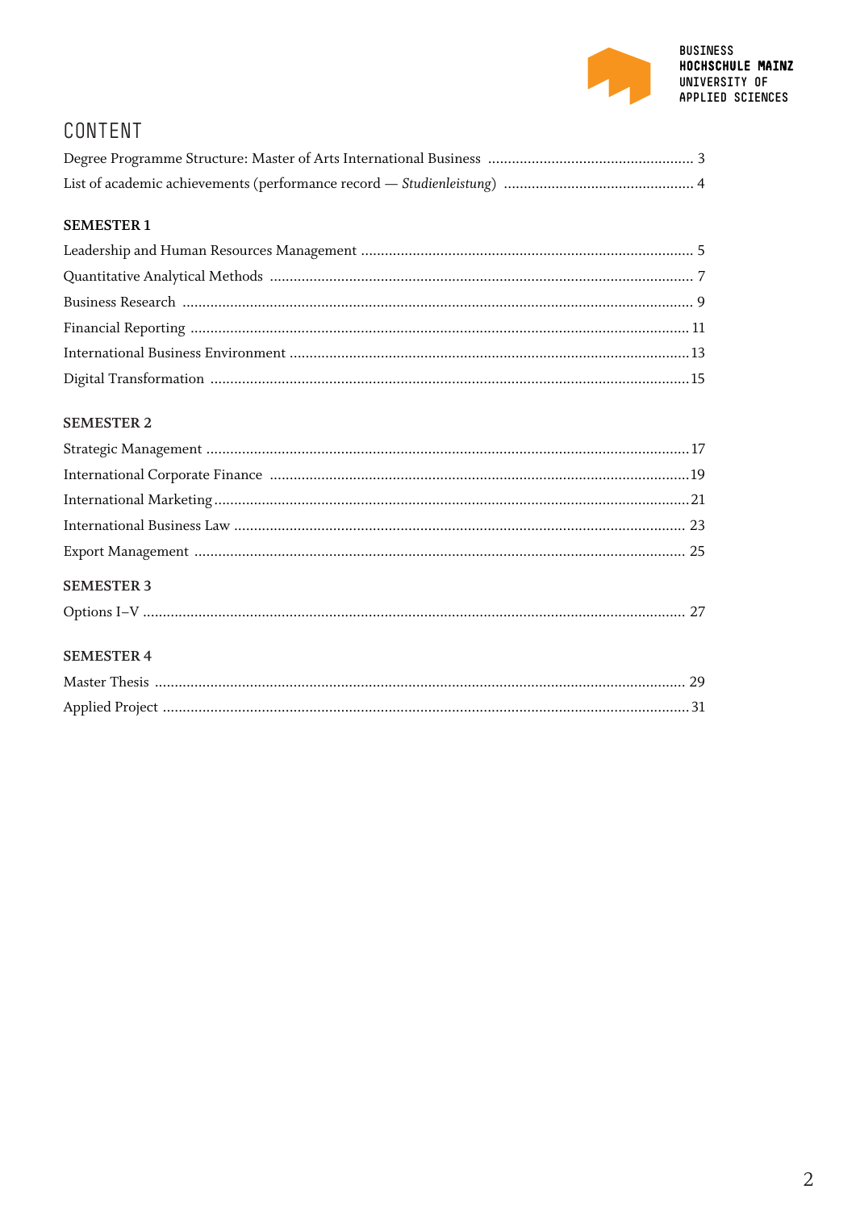# CONTENT

Degree Programme Structure: Master of Arts International Business .................................................... 3
List of academic achievements (performance record — *Studienleistung*) ................................................ 4

## SEMESTER 1

Leadership and Human Resources Management ................................................................................... 5
Quantitative Analytical Methods ......................................................................................................... 7
Business Research ................................................................................................................................ 9
Financial Reporting ............................................................................................................................ 11
International Business Environment .................................................................................................... 13
Digital Transformation ....................................................................................................................... 15

## SEMESTER 2

Strategic Management ......................................................................................................................... 17
International Corporate Finance ......................................................................................................... 19
International Marketing ....................................................................................................................... 21
International Business Law ................................................................................................................. 23
Export Management ............................................................................................................................ 25

## SEMESTER 3

Options I–V ........................................................................................................................................ 27

## SEMESTER 4

Master Thesis ..................................................................................................................................... 29
Applied Project ................................................................................................................................... 31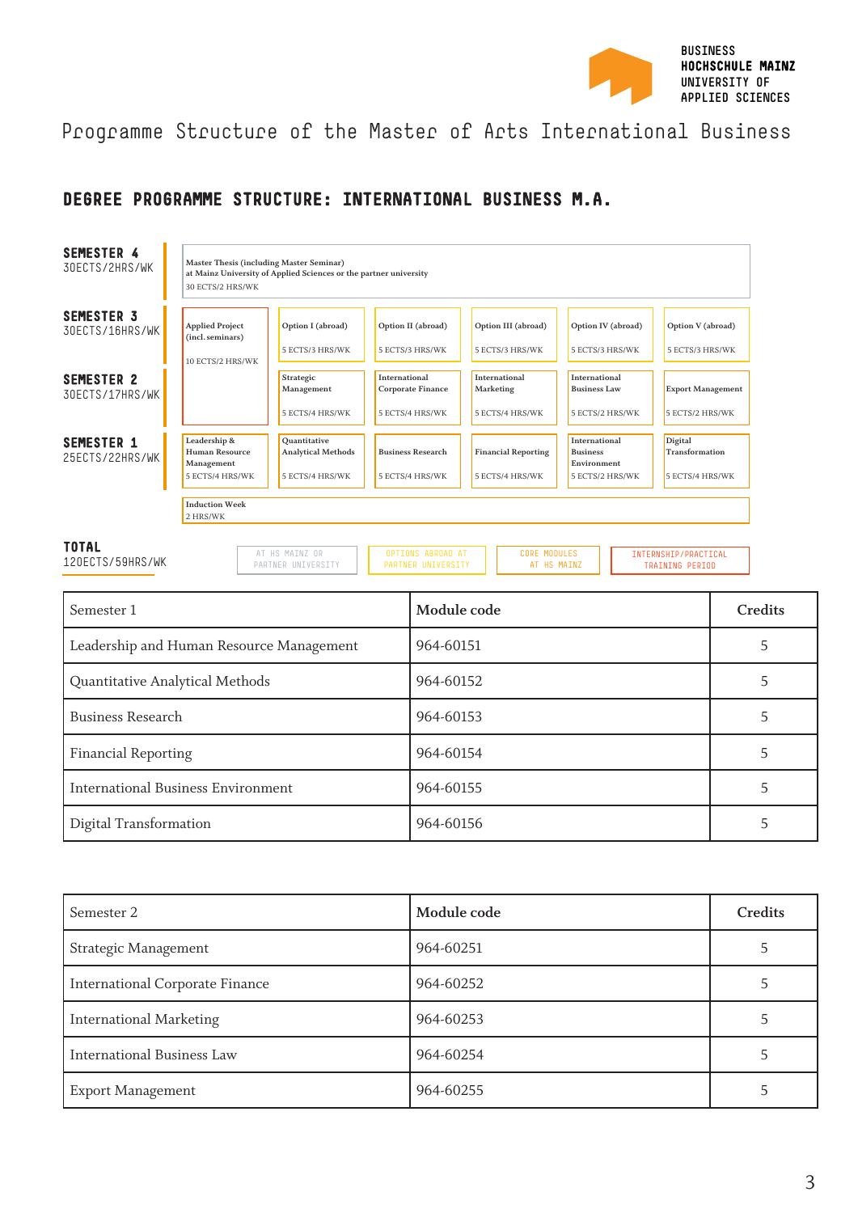# Programme Structure of the Master of Arts International Business

## DEGREE PROGRAMME STRUCTURE: INTERNATIONAL BUSINESS M.A.

**SEMESTER 4**
30ECTS/2HRS/WK

- Master Thesis (including Master Seminar) at Mainz University of Applied Sciences or the partner university — 30 ECTS/2 HRS/WK

**SEMESTER 3**
30ECTS/16HRS/WK

- Applied Project (incl. seminars) — 10 ECTS/2 HRS/WK
- Option I (abroad) — 5 ECTS/3 HRS/WK
- Option II (abroad) — 5 ECTS/3 HRS/WK
- Option III (abroad) — 5 ECTS/3 HRS/WK
- Option IV (abroad) — 5 ECTS/3 HRS/WK
- Option V (abroad) — 5 ECTS/3 HRS/WK

**SEMESTER 2**
30ECTS/17HRS/WK

- Strategic Management — 5 ECTS/4 HRS/WK
- International Corporate Finance — 5 ECTS/4 HRS/WK
- International Marketing — 5 ECTS/4 HRS/WK
- International Business Law — 5 ECTS/2 HRS/WK
- Export Management — 5 ECTS/2 HRS/WK

**SEMESTER 1**
25ECTS/22HRS/WK

- Leadership & Human Resource Management — 5 ECTS/4 HRS/WK
- Quantitative Analytical Methods — 5 ECTS/4 HRS/WK
- Business Research — 5 ECTS/4 HRS/WK
- Financial Reporting — 5 ECTS/4 HRS/WK
- International Business Environment — 5 ECTS/2 HRS/WK
- Digital Transformation — 5 ECTS/4 HRS/WK
- Induction Week — 2 HRS/WK

**TOTAL**
120ECTS/59HRS/WK

Legend: AT HS MAINZ OR PARTNER UNIVERSITY | OPTIONS ABROAD AT PARTNER UNIVERSITY | CORE MODULES AT HS MAINZ | INTERNSHIP/PRACTICAL TRAINING PERIOD

| Semester 1 | Module code | Credits |
|---|---|---|
| Leadership and Human Resource Management | 964-60151 | 5 |
| Quantitative Analytical Methods | 964-60152 | 5 |
| Business Research | 964-60153 | 5 |
| Financial Reporting | 964-60154 | 5 |
| International Business Environment | 964-60155 | 5 |
| Digital Transformation | 964-60156 | 5 |

| Semester 2 | Module code | Credits |
|---|---|---|
| Strategic Management | 964-60251 | 5 |
| International Corporate Finance | 964-60252 | 5 |
| International Marketing | 964-60253 | 5 |
| International Business Law | 964-60254 | 5 |
| Export Management | 964-60255 | 5 |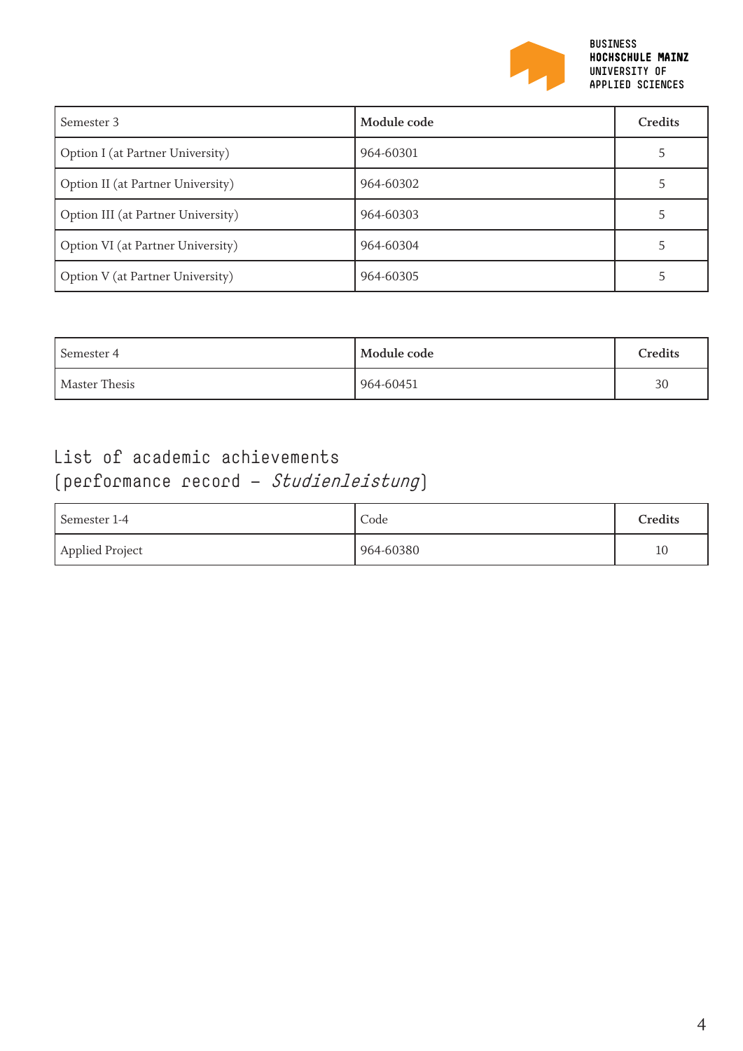| Semester 3 | **Module code** | **Credits** |
|---|---|---|
| Option I (at Partner University) | 964-60301 | 5 |
| Option II (at Partner University) | 964-60302 | 5 |
| Option III (at Partner University) | 964-60303 | 5 |
| Option VI (at Partner University) | 964-60304 | 5 |
| Option V (at Partner University) | 964-60305 | 5 |

| Semester 4 | **Module code** | **Credits** |
|---|---|---|
| Master Thesis | 964-60451 | 30 |

## List of academic achievements (performance record – *Studienleistung*)

| Semester 1-4 | Code | **Credits** |
|---|---|---|
| Applied Project | 964-60380 | 10 |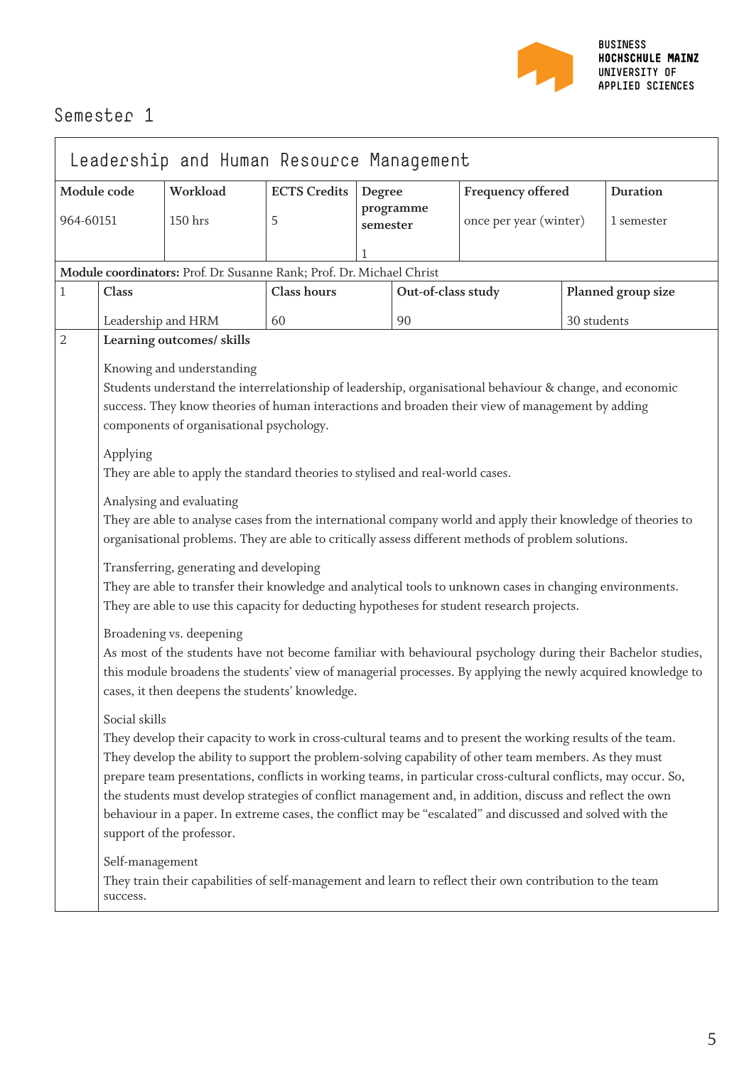# Semester 1

## Leadership and Human Resource Management

| Module code | Workload | ECTS Credits | Degree programme semester | Frequency offered | Duration |
|---|---|---|---|---|---|
| 964-60151 | 150 hrs | 5 | 1 | once per year (winter) | 1 semester |

**Module coordinators:** Prof. Dr. Susanne Rank; Prof. Dr. Michael Christ

| 1 | Class | Class hours | Out-of-class study | Planned group size |
|---|---|---|---|---|
| | Leadership and HRM | 60 | 90 | 30 students |

**2 Learning outcomes/ skills**

Knowing and understanding
Students understand the interrelationship of leadership, organisational behaviour & change, and economic success. They know theories of human interactions and broaden their view of management by adding components of organisational psychology.

Applying
They are able to apply the standard theories to stylised and real-world cases.

Analysing and evaluating
They are able to analyse cases from the international company world and apply their knowledge of theories to organisational problems. They are able to critically assess different methods of problem solutions.

Transferring, generating and developing
They are able to transfer their knowledge and analytical tools to unknown cases in changing environments. They are able to use this capacity for deducting hypotheses for student research projects.

Broadening vs. deepening
As most of the students have not become familiar with behavioural psychology during their Bachelor studies, this module broadens the students' view of managerial processes. By applying the newly acquired knowledge to cases, it then deepens the students' knowledge.

Social skills
They develop their capacity to work in cross-cultural teams and to present the working results of the team. They develop the ability to support the problem-solving capability of other team members. As they must prepare team presentations, conflicts in working teams, in particular cross-cultural conflicts, may occur. So, the students must develop strategies of conflict management and, in addition, discuss and reflect the own behaviour in a paper. In extreme cases, the conflict may be "escalated" and discussed and solved with the support of the professor.

Self-management
They train their capabilities of self-management and learn to reflect their own contribution to the team success.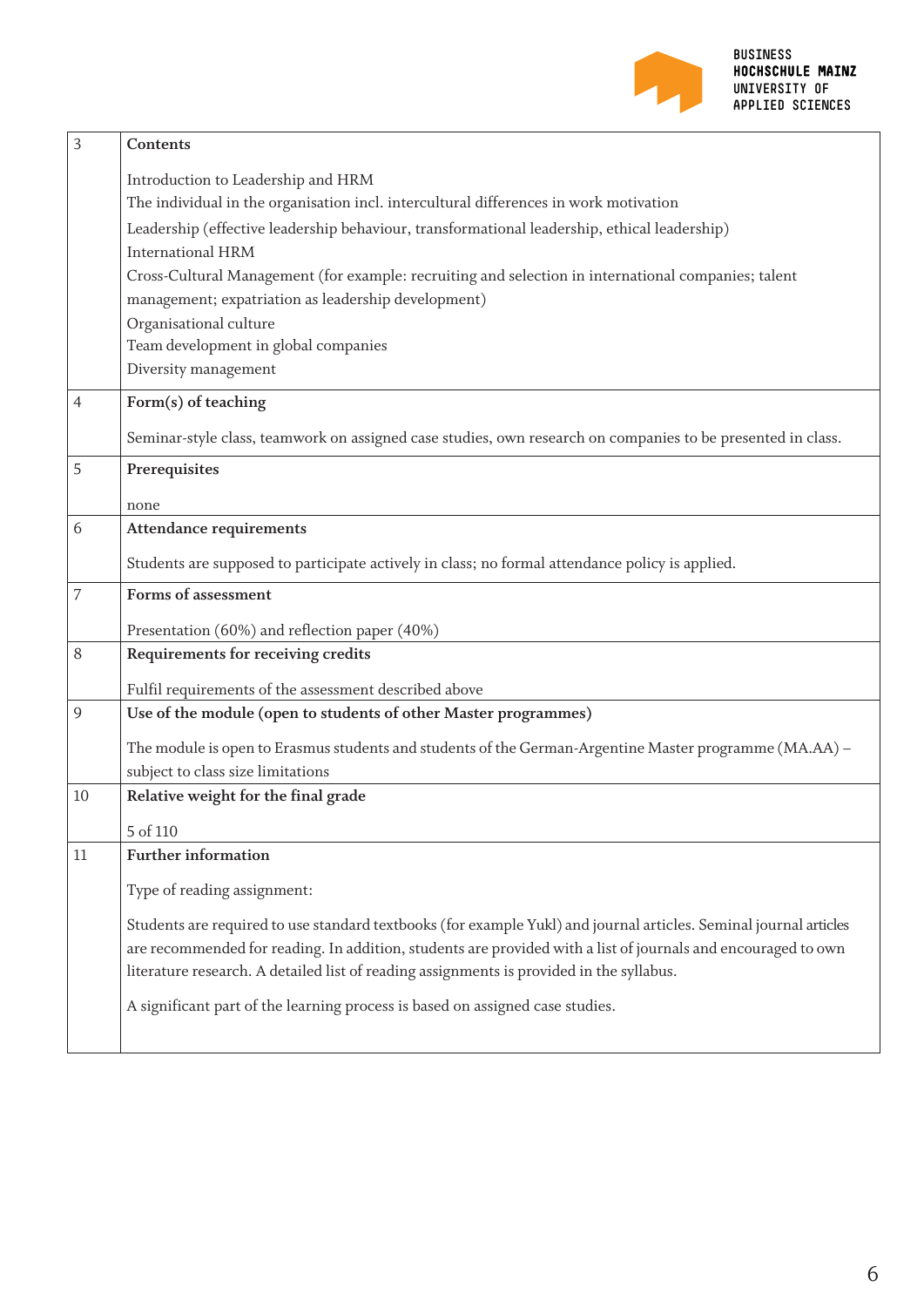| | |
|---|---|
| 3 | **Contents**<br><br>Introduction to Leadership and HRM<br>The individual in the organisation incl. intercultural differences in work motivation<br>Leadership (effective leadership behaviour, transformational leadership, ethical leadership)<br>International HRM<br>Cross-Cultural Management (for example: recruiting and selection in international companies; talent management; expatriation as leadership development)<br>Organisational culture<br>Team development in global companies<br>Diversity management |
| 4 | **Form(s) of teaching**<br><br>Seminar-style class, teamwork on assigned case studies, own research on companies to be presented in class. |
| 5 | **Prerequisites**<br><br>none |
| 6 | **Attendance requirements**<br><br>Students are supposed to participate actively in class; no formal attendance policy is applied. |
| 7 | **Forms of assessment**<br><br>Presentation (60%) and reflection paper (40%) |
| 8 | **Requirements for receiving credits**<br><br>Fulfil requirements of the assessment described above |
| 9 | **Use of the module (open to students of other Master programmes)**<br><br>The module is open to Erasmus students and students of the German-Argentine Master programme (MA.AA) – subject to class size limitations |
| 10 | **Relative weight for the final grade**<br><br>5 of 110 |
| 11 | **Further information**<br><br>Type of reading assignment:<br><br>Students are required to use standard textbooks (for example Yukl) and journal articles. Seminal journal articles are recommended for reading. In addition, students are provided with a list of journals and encouraged to own literature research. A detailed list of reading assignments is provided in the syllabus.<br><br>A significant part of the learning process is based on assigned case studies. |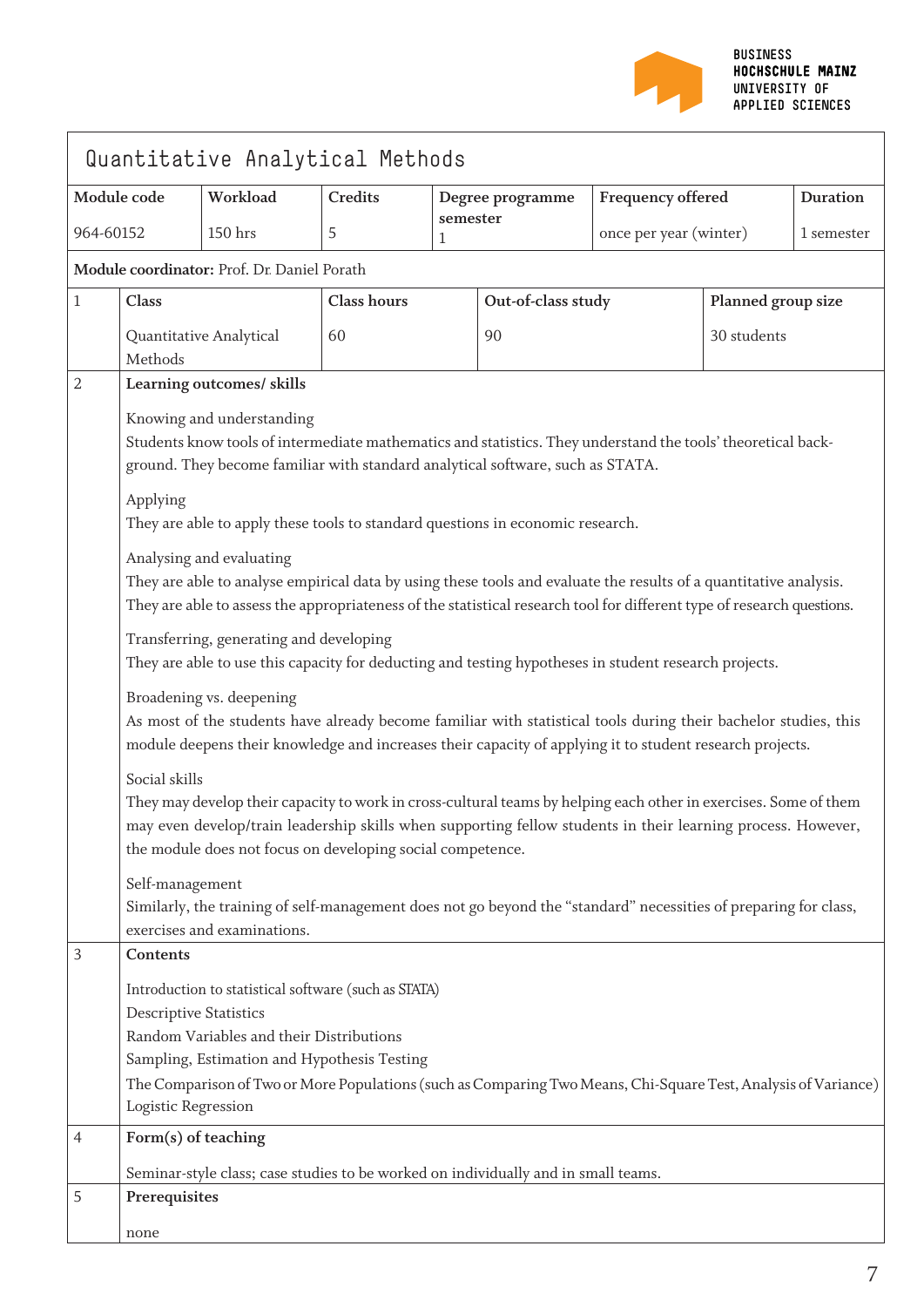# Quantitative Analytical Methods

| Module code | Workload | Credits | Degree programme semester | Frequency offered | Duration |
|---|---|---|---|---|---|
| 964-60152 | 150 hrs | 5 | 1 | once per year (winter) | 1 semester |

**Module coordinator:** Prof. Dr. Daniel Porath

| | Class | Class hours | Out-of-class study | Planned group size |
|---|---|---|---|---|
| 1 | Quantitative Analytical Methods | 60 | 90 | 30 students |

**2 Learning outcomes/ skills**

Knowing and understanding
Students know tools of intermediate mathematics and statistics. They understand the tools' theoretical background. They become familiar with standard analytical software, such as STATA.

Applying
They are able to apply these tools to standard questions in economic research.

Analysing and evaluating
They are able to analyse empirical data by using these tools and evaluate the results of a quantitative analysis. They are able to assess the appropriateness of the statistical research tool for different type of research questions.

Transferring, generating and developing
They are able to use this capacity for deducting and testing hypotheses in student research projects.

Broadening vs. deepening
As most of the students have already become familiar with statistical tools during their bachelor studies, this module deepens their knowledge and increases their capacity of applying it to student research projects.

Social skills
They may develop their capacity to work in cross-cultural teams by helping each other in exercises. Some of them may even develop/train leadership skills when supporting fellow students in their learning process. However, the module does not focus on developing social competence.

Self-management
Similarly, the training of self-management does not go beyond the "standard" necessities of preparing for class, exercises and examinations.

**3 Contents**

Introduction to statistical software (such as STATA)
Descriptive Statistics
Random Variables and their Distributions
Sampling, Estimation and Hypothesis Testing
The Comparison of Two or More Populations (such as Comparing Two Means, Chi-Square Test, Analysis of Variance)
Logistic Regression

**4 Form(s) of teaching**

Seminar-style class; case studies to be worked on individually and in small teams.

**5 Prerequisites**

none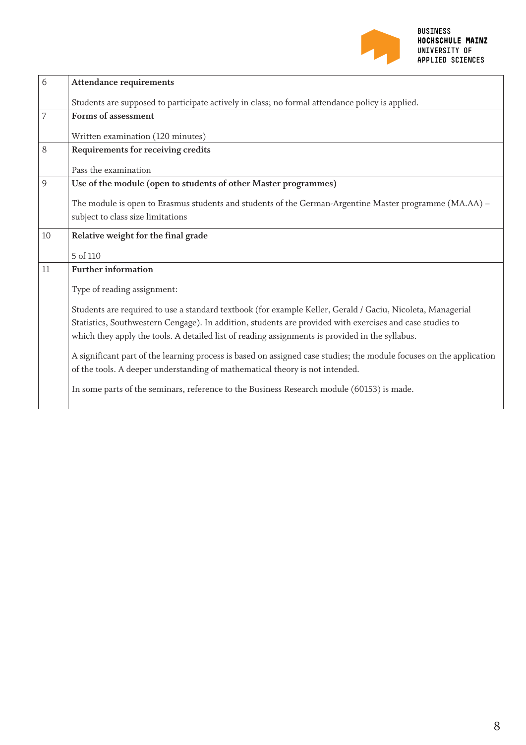| | |
|---|---|
| 6 | **Attendance requirements**<br><br>Students are supposed to participate actively in class; no formal attendance policy is applied. |
| 7 | **Forms of assessment**<br><br>Written examination (120 minutes) |
| 8 | **Requirements for receiving credits**<br><br>Pass the examination |
| 9 | **Use of the module (open to students of other Master programmes)**<br><br>The module is open to Erasmus students and students of the German-Argentine Master programme (MA.AA) – subject to class size limitations |
| 10 | **Relative weight for the final grade**<br><br>5 of 110 |
| 11 | **Further information**<br><br>Type of reading assignment:<br><br>Students are required to use a standard textbook (for example Keller, Gerald / Gaciu, Nicoleta, Managerial Statistics, Southwestern Cengage). In addition, students are provided with exercises and case studies to which they apply the tools. A detailed list of reading assignments is provided in the syllabus.<br><br>A significant part of the learning process is based on assigned case studies; the module focuses on the application of the tools. A deeper understanding of mathematical theory is not intended.<br><br>In some parts of the seminars, reference to the Business Research module (60153) is made. |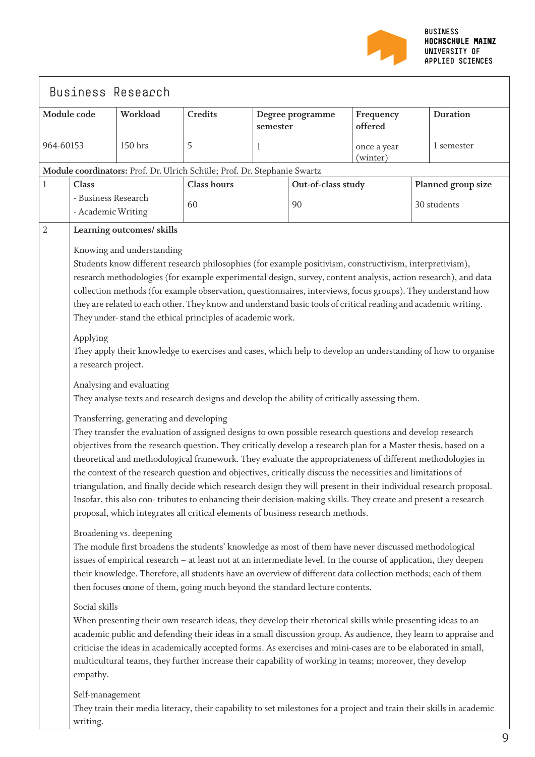# Business Research

| Module code | Workload | Credits | Degree programme semester | Frequency offered | Duration |
|---|---|---|---|---|---|
| 964-60153 | 150 hrs | 5 | 1 | once a year (winter) | 1 semester |

**Module coordinators:** Prof. Dr. Ulrich Schüle; Prof. Dr. Stephanie Swartz

| 1 | Class | Class hours | Out-of-class study | Planned group size |
|---|---|---|---|---|
| | - Business Research<br>- Academic Writing | 60 | 90 | 30 students |

**2 Learning outcomes/ skills**

Knowing and understanding

Students know different research philosophies (for example positivism, constructivism, interpretivism), research methodologies (for example experimental design, survey, content analysis, action research), and data collection methods (for example observation, questionnaires, interviews, focus groups). They understand how they are related to each other. They know and understand basic tools of critical reading and academic writing. They under- stand the ethical principles of academic work.

Applying

They apply their knowledge to exercises and cases, which help to develop an understanding of how to organise a research project.

Analysing and evaluating

They analyse texts and research designs and develop the ability of critically assessing them.

Transferring, generating and developing

They transfer the evaluation of assigned designs to own possible research questions and develop research objectives from the research question. They critically develop a research plan for a Master thesis, based on a theoretical and methodological framework. They evaluate the appropriateness of different methodologies in the context of the research question and objectives, critically discuss the necessities and limitations of triangulation, and finally decide which research design they will present in their individual research proposal. Insofar, this also con- tributes to enhancing their decision-making skills. They create and present a research proposal, which integrates all critical elements of business research methods.

Broadening vs. deepening

The module first broadens the students' knowledge as most of them have never discussed methodological issues of empirical research – at least not at an intermediate level. In the course of application, they deepen their knowledge. Therefore, all students have an overview of different data collection methods; each of them then focuses on one of them, going much beyond the standard lecture contents.

Social skills

When presenting their own research ideas, they develop their rhetorical skills while presenting ideas to an academic public and defending their ideas in a small discussion group. As audience, they learn to appraise and criticise the ideas in academically accepted forms. As exercises and mini-cases are to be elaborated in small, multicultural teams, they further increase their capability of working in teams; moreover, they develop empathy.

Self-management

They train their media literacy, their capability to set milestones for a project and train their skills in academic writing.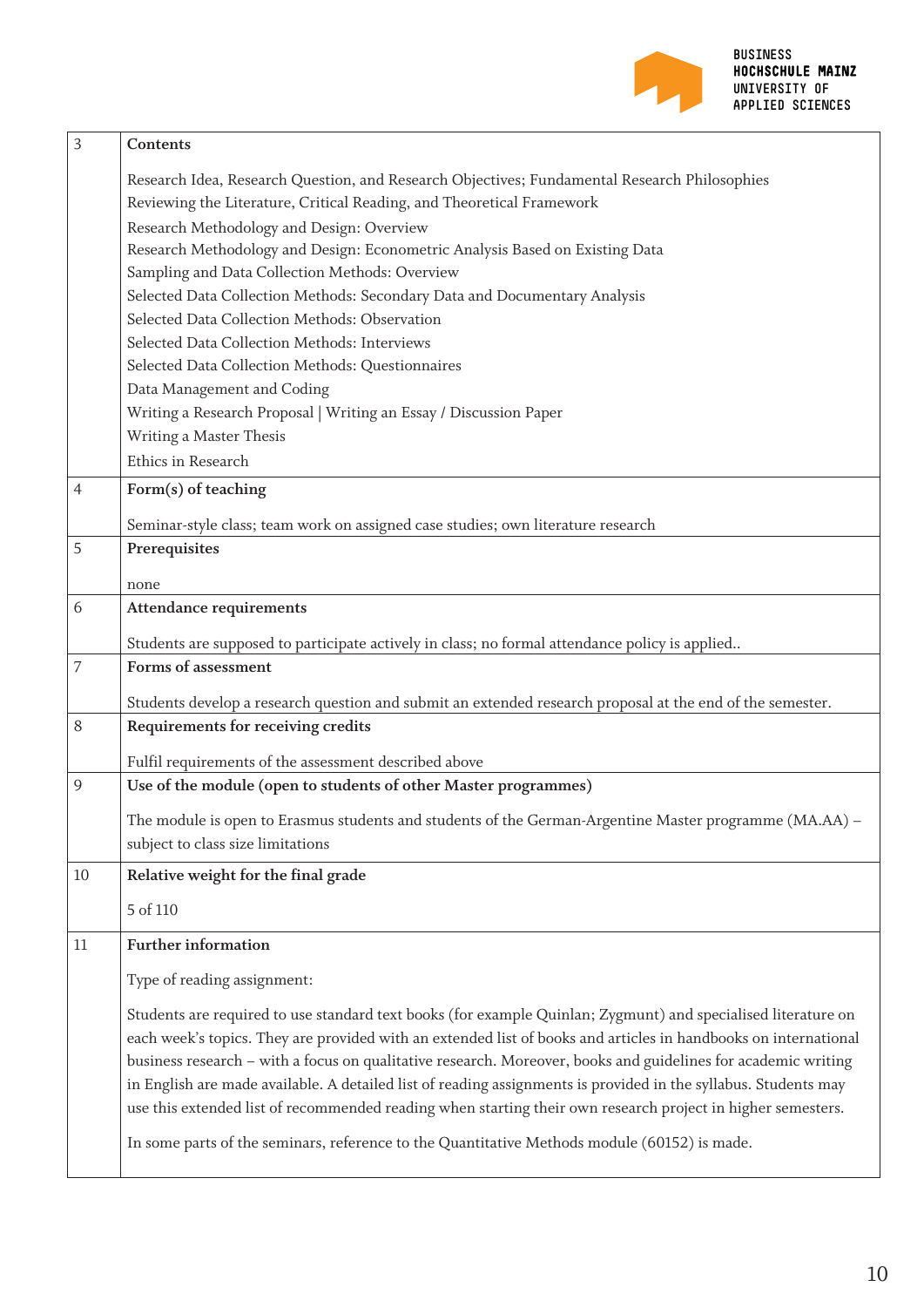| | |
|---|---|
| 3 | **Contents**<br><br>Research Idea, Research Question, and Research Objectives; Fundamental Research Philosophies<br>Reviewing the Literature, Critical Reading, and Theoretical Framework<br>Research Methodology and Design: Overview<br>Research Methodology and Design: Econometric Analysis Based on Existing Data<br>Sampling and Data Collection Methods: Overview<br>Selected Data Collection Methods: Secondary Data and Documentary Analysis<br>Selected Data Collection Methods: Observation<br>Selected Data Collection Methods: Interviews<br>Selected Data Collection Methods: Questionnaires<br>Data Management and Coding<br>Writing a Research Proposal \| Writing an Essay / Discussion Paper<br>Writing a Master Thesis<br>Ethics in Research |
| 4 | **Form(s) of teaching**<br><br>Seminar-style class; team work on assigned case studies; own literature research |
| 5 | **Prerequisites**<br><br>none |
| 6 | **Attendance requirements**<br><br>Students are supposed to participate actively in class; no formal attendance policy is applied.. |
| 7 | **Forms of assessment**<br><br>Students develop a research question and submit an extended research proposal at the end of the semester. |
| 8 | **Requirements for receiving credits**<br><br>Fulfil requirements of the assessment described above |
| 9 | **Use of the module (open to students of other Master programmes)**<br><br>The module is open to Erasmus students and students of the German-Argentine Master programme (MA.AA) – subject to class size limitations |
| 10 | **Relative weight for the final grade**<br><br>5 of 110 |
| 11 | **Further information**<br><br>Type of reading assignment:<br><br>Students are required to use standard text books (for example Quinlan; Zygmunt) and specialised literature on each week's topics. They are provided with an extended list of books and articles in handbooks on international business research – with a focus on qualitative research. Moreover, books and guidelines for academic writing in English are made available. A detailed list of reading assignments is provided in the syllabus. Students may use this extended list of recommended reading when starting their own research project in higher semesters.<br><br>In some parts of the seminars, reference to the Quantitative Methods module (60152) is made. |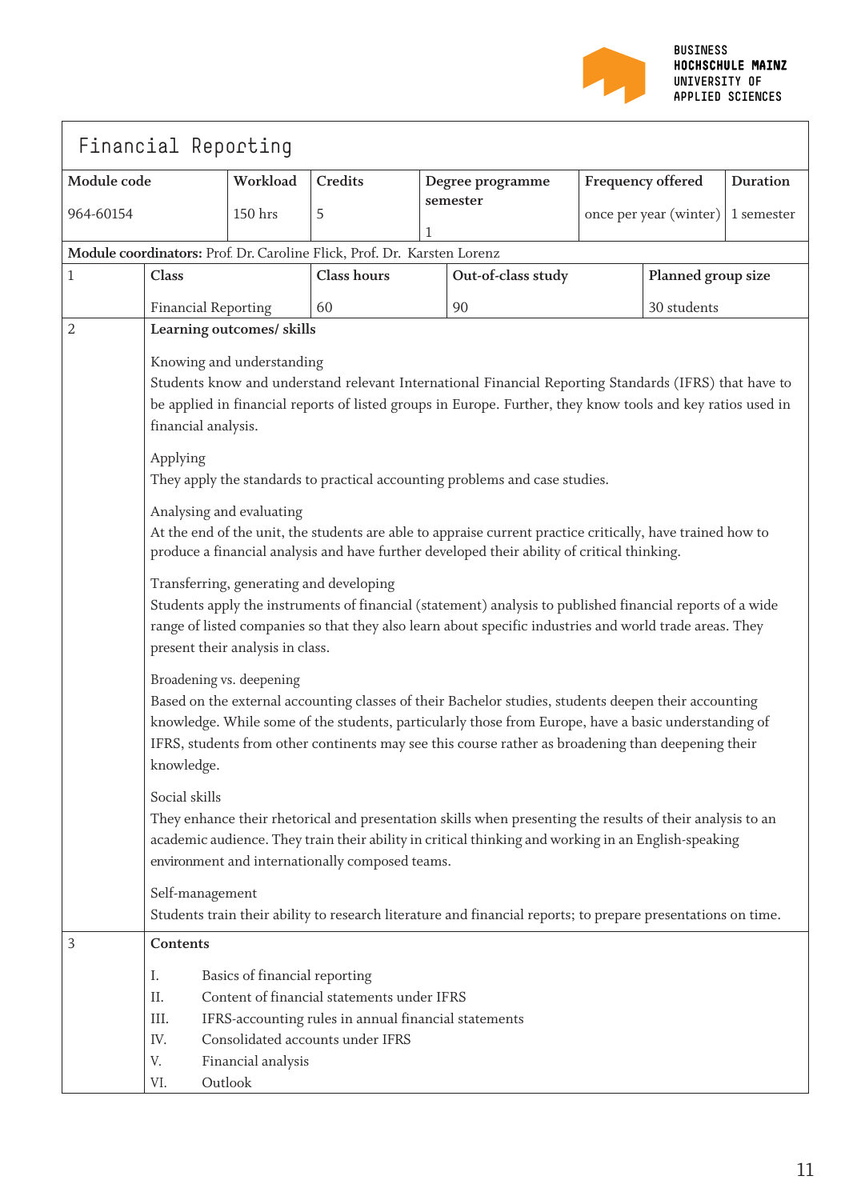# Financial Reporting

| Module code | Workload | Credits | Degree programme semester | Frequency offered | Duration |
|---|---|---|---|---|---|
| 964-60154 | 150 hrs | 5 | 1 | once per year (winter) | 1 semester |

**Module coordinators:** Prof. Dr. Caroline Flick, Prof. Dr. Karsten Lorenz

| 1 | Class | Class hours | Out-of-class study | Planned group size |
|---|---|---|---|---|
| | Financial Reporting | 60 | 90 | 30 students |

**2 Learning outcomes/ skills**

Knowing and understanding
Students know and understand relevant International Financial Reporting Standards (IFRS) that have to be applied in financial reports of listed groups in Europe. Further, they know tools and key ratios used in financial analysis.

Applying
They apply the standards to practical accounting problems and case studies.

Analysing and evaluating
At the end of the unit, the students are able to appraise current practice critically, have trained how to produce a financial analysis and have further developed their ability of critical thinking.

Transferring, generating and developing
Students apply the instruments of financial (statement) analysis to published financial reports of a wide range of listed companies so that they also learn about specific industries and world trade areas. They present their analysis in class.

Broadening vs. deepening
Based on the external accounting classes of their Bachelor studies, students deepen their accounting knowledge. While some of the students, particularly those from Europe, have a basic understanding of IFRS, students from other continents may see this course rather as broadening than deepening their knowledge.

Social skills
They enhance their rhetorical and presentation skills when presenting the results of their analysis to an academic audience. They train their ability in critical thinking and working in an English-speaking environment and internationally composed teams.

Self-management
Students train their ability to research literature and financial reports; to prepare presentations on time.

**3 Contents**

I. Basics of financial reporting
II. Content of financial statements under IFRS
III. IFRS-accounting rules in annual financial statements
IV. Consolidated accounts under IFRS
V. Financial analysis
VI. Outlook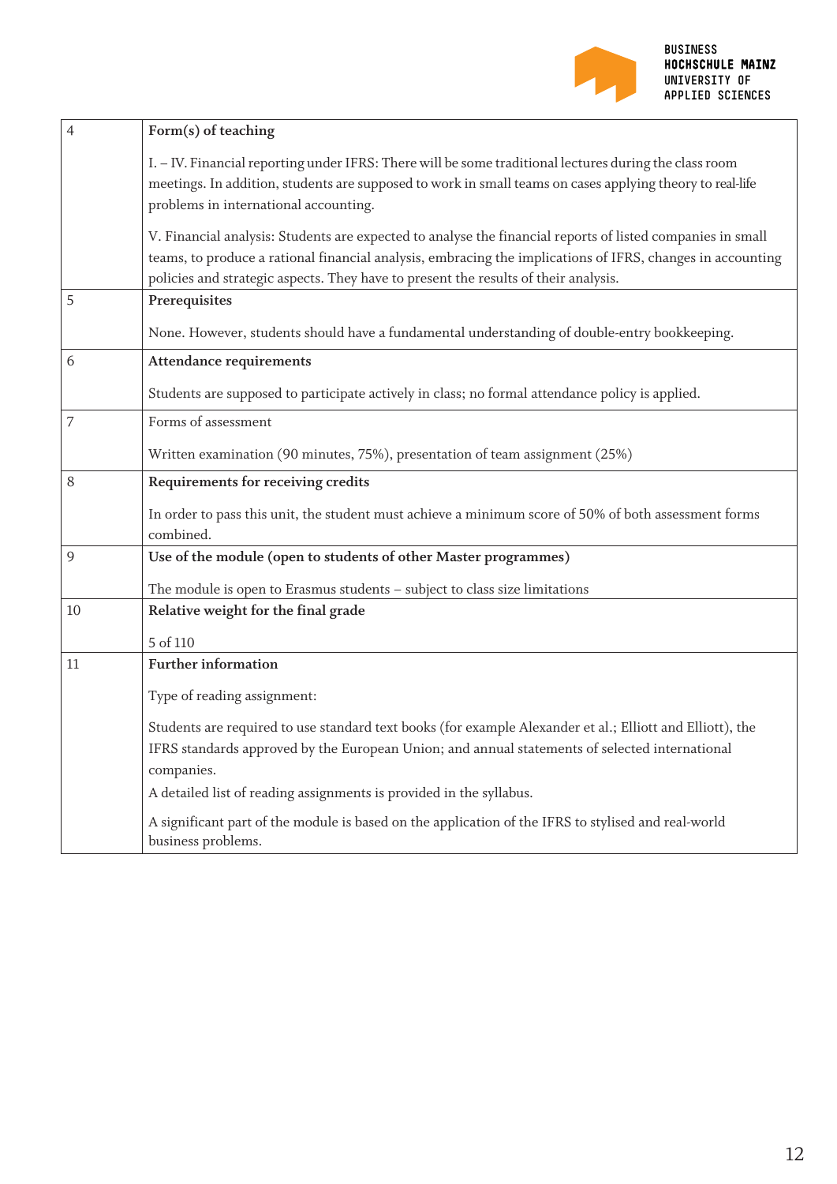| 4 | **Form(s) of teaching**<br><br>I. – IV. Financial reporting under IFRS: There will be some traditional lectures during the class room meetings. In addition, students are supposed to work in small teams on cases applying theory to real-life problems in international accounting.<br><br>V. Financial analysis: Students are expected to analyse the financial reports of listed companies in small teams, to produce a rational financial analysis, embracing the implications of IFRS, changes in accounting policies and strategic aspects. They have to present the results of their analysis. |
|---|---|
| 5 | **Prerequisites**<br><br>None. However, students should have a fundamental understanding of double-entry bookkeeping. |
| 6 | **Attendance requirements**<br><br>Students are supposed to participate actively in class; no formal attendance policy is applied. |
| 7 | Forms of assessment<br><br>Written examination (90 minutes, 75%), presentation of team assignment (25%) |
| 8 | **Requirements for receiving credits**<br><br>In order to pass this unit, the student must achieve a minimum score of 50% of both assessment forms combined. |
| 9 | **Use of the module (open to students of other Master programmes)**<br><br>The module is open to Erasmus students – subject to class size limitations |
| 10 | **Relative weight for the final grade**<br><br>5 of 110 |
| 11 | **Further information**<br><br>Type of reading assignment:<br><br>Students are required to use standard text books (for example Alexander et al.; Elliott and Elliott), the IFRS standards approved by the European Union; and annual statements of selected international companies.<br>A detailed list of reading assignments is provided in the syllabus.<br><br>A significant part of the module is based on the application of the IFRS to stylised and real-world business problems. |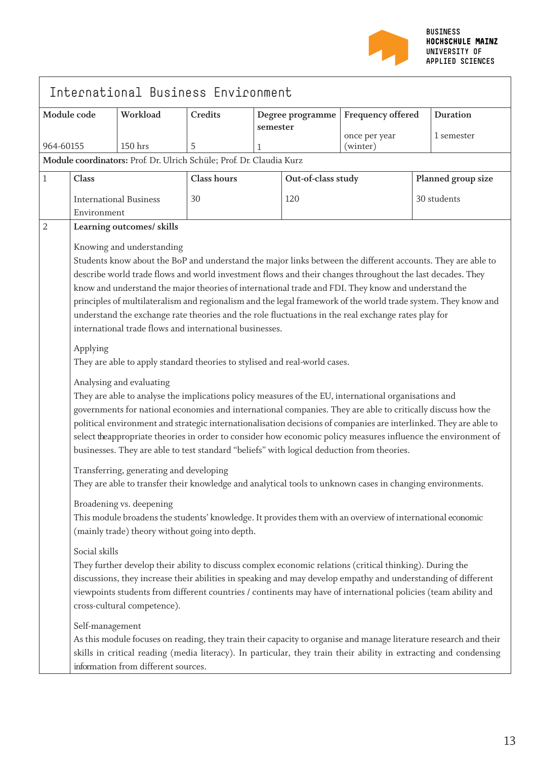# International Business Environment

| Module code | Workload | Credits | Degree programme semester | Frequency offered | Duration |
|---|---|---|---|---|---|
| 964-60155 | 150 hrs | 5 | 1 | once per year (winter) | 1 semester |

**Module coordinators:** Prof. Dr. Ulrich Schüle; Prof. Dr. Claudia Kurz

| 1 | Class | Class hours | Out-of-class study | Planned group size |
|---|---|---|---|---|
| | International Business Environment | 30 | 120 | 30 students |

**2 Learning outcomes/ skills**

Knowing and understanding

Students know about the BoP and understand the major links between the different accounts. They are able to describe world trade flows and world investment flows and their changes throughout the last decades. They know and understand the major theories of international trade and FDI. They know and understand the principles of multilateralism and regionalism and the legal framework of the world trade system. They know and understand the exchange rate theories and the role fluctuations in the real exchange rates play for international trade flows and international businesses.

Applying

They are able to apply standard theories to stylised and real-world cases.

Analysing and evaluating

They are able to analyse the implications policy measures of the EU, international organisations and governments for national economies and international companies. They are able to critically discuss how the political environment and strategic internationalisation decisions of companies are interlinked. They are able to select theappropriate theories in order to consider how economic policy measures influence the environment of businesses. They are able to test standard “beliefs” with logical deduction from theories.

Transferring, generating and developing

They are able to transfer their knowledge and analytical tools to unknown cases in changing environments.

Broadening vs. deepening

This module broadens the students’ knowledge. It provides them with an overview of international economic (mainly trade) theory without going into depth.

Social skills

They further develop their ability to discuss complex economic relations (critical thinking). During the discussions, they increase their abilities in speaking and may develop empathy and understanding of different viewpoints students from different countries / continents may have of international policies (team ability and cross-cultural competence).

Self-management

As this module focuses on reading, they train their capacity to organise and manage literature research and their skills in critical reading (media literacy). In particular, they train their ability in extracting and condensing information from different sources.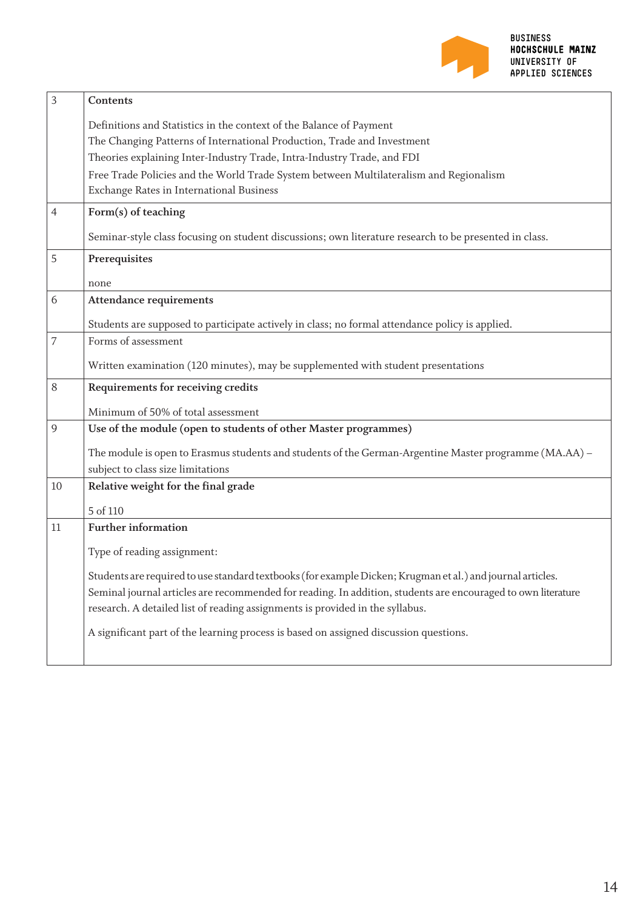| | |
|---|---|
| 3 | **Contents**<br><br>Definitions and Statistics in the context of the Balance of Payment<br>The Changing Patterns of International Production, Trade and Investment<br>Theories explaining Inter-Industry Trade, Intra-Industry Trade, and FDI<br>Free Trade Policies and the World Trade System between Multilateralism and Regionalism<br>Exchange Rates in International Business |
| 4 | **Form(s) of teaching**<br><br>Seminar-style class focusing on student discussions; own literature research to be presented in class. |
| 5 | **Prerequisites**<br><br>none |
| 6 | **Attendance requirements**<br><br>Students are supposed to participate actively in class; no formal attendance policy is applied. |
| 7 | Forms of assessment<br><br>Written examination (120 minutes), may be supplemented with student presentations |
| 8 | **Requirements for receiving credits**<br><br>Minimum of 50% of total assessment |
| 9 | **Use of the module (open to students of other Master programmes)**<br><br>The module is open to Erasmus students and students of the German-Argentine Master programme (MA.AA) – subject to class size limitations |
| 10 | **Relative weight for the final grade**<br><br>5 of 110 |
| 11 | **Further information**<br><br>Type of reading assignment:<br><br>Students are required to use standard textbooks (for example Dicken; Krugman et al.) and journal articles. Seminal journal articles are recommended for reading. In addition, students are encouraged to own literature research. A detailed list of reading assignments is provided in the syllabus.<br><br>A significant part of the learning process is based on assigned discussion questions. |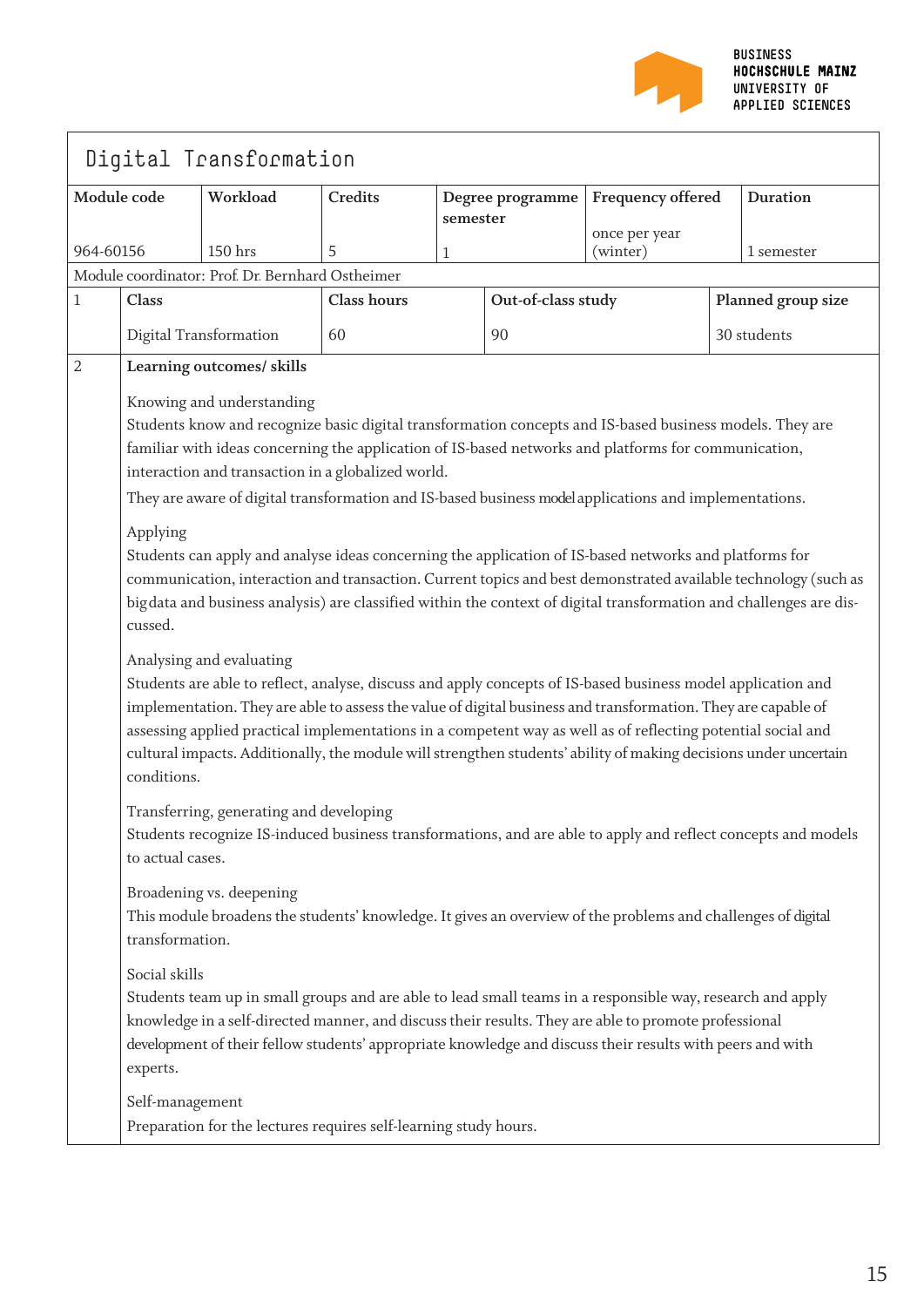# Digital Transformation

| Module code | Workload | Credits | Degree programme semester | Frequency offered | Duration |
|---|---|---|---|---|---|
| 964-60156 | 150 hrs | 5 | 1 | once per year (winter) | 1 semester |

Module coordinator: Prof. Dr. Bernhard Ostheimer

| 1 | Class | Class hours | Out-of-class study | Planned group size |
|---|---|---|---|---|
| | Digital Transformation | 60 | 90 | 30 students |

**2 Learning outcomes/ skills**

Knowing and understanding
Students know and recognize basic digital transformation concepts and IS-based business models. They are familiar with ideas concerning the application of IS-based networks and platforms for communication, interaction and transaction in a globalized world.

They are aware of digital transformation and IS-based business model applications and implementations.

Applying
Students can apply and analyse ideas concerning the application of IS-based networks and platforms for communication, interaction and transaction. Current topics and best demonstrated available technology (such as big data and business analysis) are classified within the context of digital transformation and challenges are discussed.

Analysing and evaluating
Students are able to reflect, analyse, discuss and apply concepts of IS-based business model application and implementation. They are able to assess the value of digital business and transformation. They are capable of assessing applied practical implementations in a competent way as well as of reflecting potential social and cultural impacts. Additionally, the module will strengthen students' ability of making decisions under uncertain conditions.

Transferring, generating and developing
Students recognize IS-induced business transformations, and are able to apply and reflect concepts and models to actual cases.

Broadening vs. deepening
This module broadens the students' knowledge. It gives an overview of the problems and challenges of digital transformation.

Social skills
Students team up in small groups and are able to lead small teams in a responsible way, research and apply knowledge in a self-directed manner, and discuss their results. They are able to promote professional development of their fellow students' appropriate knowledge and discuss their results with peers and with experts.

Self-management
Preparation for the lectures requires self-learning study hours.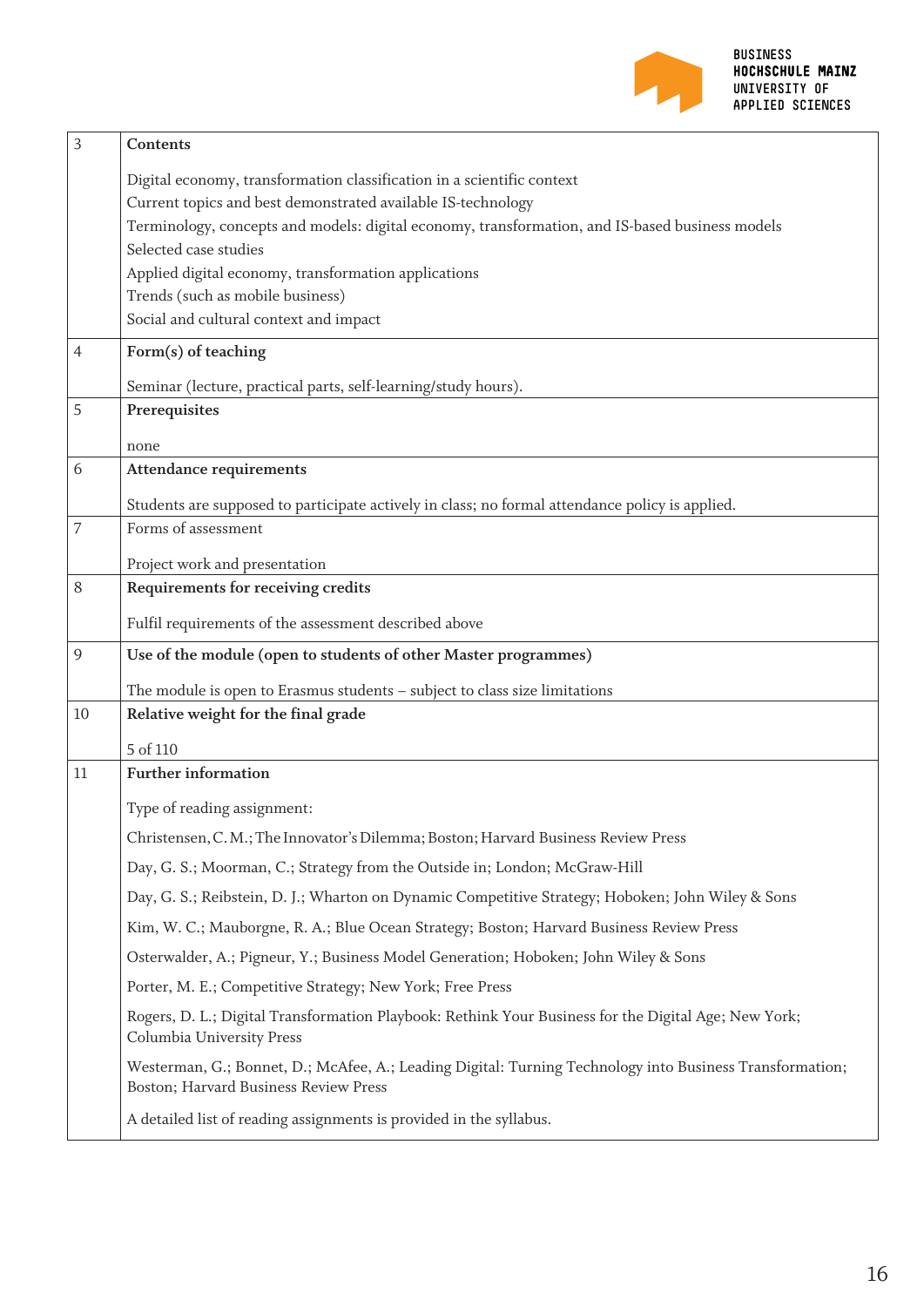| | |
|---|---|
| 3 | **Contents**<br><br>Digital economy, transformation classification in a scientific context<br>Current topics and best demonstrated available IS-technology<br>Terminology, concepts and models: digital economy, transformation, and IS-based business models<br>Selected case studies<br>Applied digital economy, transformation applications<br>Trends (such as mobile business)<br>Social and cultural context and impact |
| 4 | **Form(s) of teaching**<br><br>Seminar (lecture, practical parts, self-learning/study hours). |
| 5 | **Prerequisites**<br><br>none |
| 6 | **Attendance requirements**<br><br>Students are supposed to participate actively in class; no formal attendance policy is applied. |
| 7 | Forms of assessment<br><br>Project work and presentation |
| 8 | **Requirements for receiving credits**<br><br>Fulfil requirements of the assessment described above |
| 9 | **Use of the module (open to students of other Master programmes)**<br><br>The module is open to Erasmus students – subject to class size limitations |
| 10 | **Relative weight for the final grade**<br><br>5 of 110 |
| 11 | **Further information**<br><br>Type of reading assignment:<br><br>Christensen, C. M.; The Innovator's Dilemma; Boston; Harvard Business Review Press<br><br>Day, G. S.; Moorman, C.; Strategy from the Outside in; London; McGraw-Hill<br><br>Day, G. S.; Reibstein, D. J.; Wharton on Dynamic Competitive Strategy; Hoboken; John Wiley & Sons<br><br>Kim, W. C.; Mauborgne, R. A.; Blue Ocean Strategy; Boston; Harvard Business Review Press<br><br>Osterwalder, A.; Pigneur, Y.; Business Model Generation; Hoboken; John Wiley & Sons<br><br>Porter, M. E.; Competitive Strategy; New York; Free Press<br><br>Rogers, D. L.; Digital Transformation Playbook: Rethink Your Business for the Digital Age; New York; Columbia University Press<br><br>Westerman, G.; Bonnet, D.; McAfee, A.; Leading Digital: Turning Technology into Business Transformation; Boston; Harvard Business Review Press<br><br>A detailed list of reading assignments is provided in the syllabus. |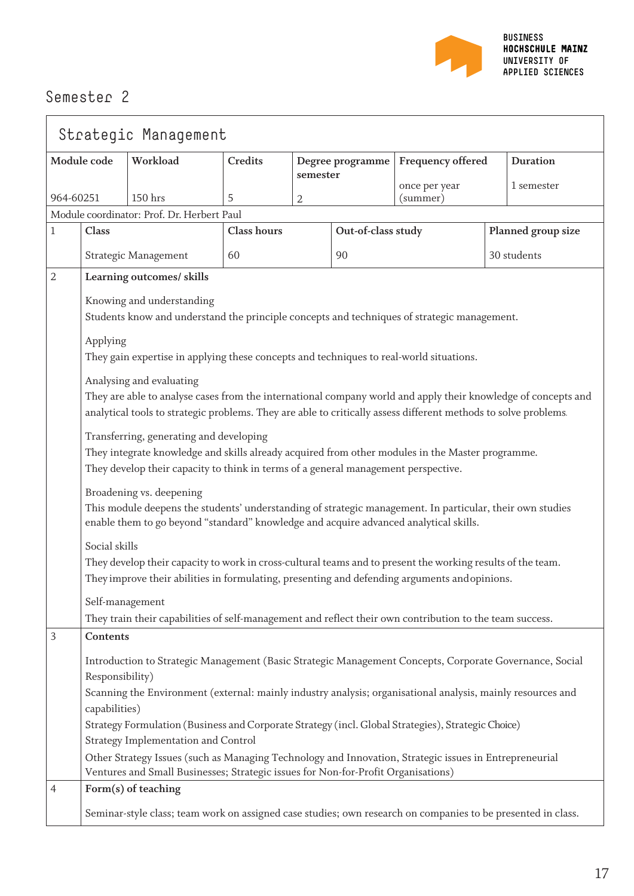## Semester 2

### Strategic Management

| Module code | Workload | Credits | Degree programme semester | Frequency offered | Duration |
|---|---|---|---|---|---|
| 964-60251 | 150 hrs | 5 | 2 | once per year (summer) | 1 semester |

Module coordinator: Prof. Dr. Herbert Paul

| 1 | Class | Class hours | Out-of-class study | Planned group size |
|---|---|---|---|---|
| | Strategic Management | 60 | 90 | 30 students |

**2 Learning outcomes/ skills**

Knowing and understanding
Students know and understand the principle concepts and techniques of strategic management.

Applying
They gain expertise in applying these concepts and techniques to real-world situations.

Analysing and evaluating
They are able to analyse cases from the international company world and apply their knowledge of concepts and analytical tools to strategic problems. They are able to critically assess different methods to solve problems.

Transferring, generating and developing
They integrate knowledge and skills already acquired from other modules in the Master programme.
They develop their capacity to think in terms of a general management perspective.

Broadening vs. deepening
This module deepens the students' understanding of strategic management. In particular, their own studies enable them to go beyond "standard" knowledge and acquire advanced analytical skills.

Social skills
They develop their capacity to work in cross-cultural teams and to present the working results of the team.
They improve their abilities in formulating, presenting and defending arguments and opinions.

Self-management
They train their capabilities of self-management and reflect their own contribution to the team success.

**3 Contents**

Introduction to Strategic Management (Basic Strategic Management Concepts, Corporate Governance, Social Responsibility)
Scanning the Environment (external: mainly industry analysis; organisational analysis, mainly resources and capabilities)
Strategy Formulation (Business and Corporate Strategy (incl. Global Strategies), Strategic Choice)
Strategy Implementation and Control
Other Strategy Issues (such as Managing Technology and Innovation, Strategic issues in Entrepreneurial Ventures and Small Businesses; Strategic issues for Non-for-Profit Organisations)

**4 Form(s) of teaching**

Seminar-style class; team work on assigned case studies; own research on companies to be presented in class.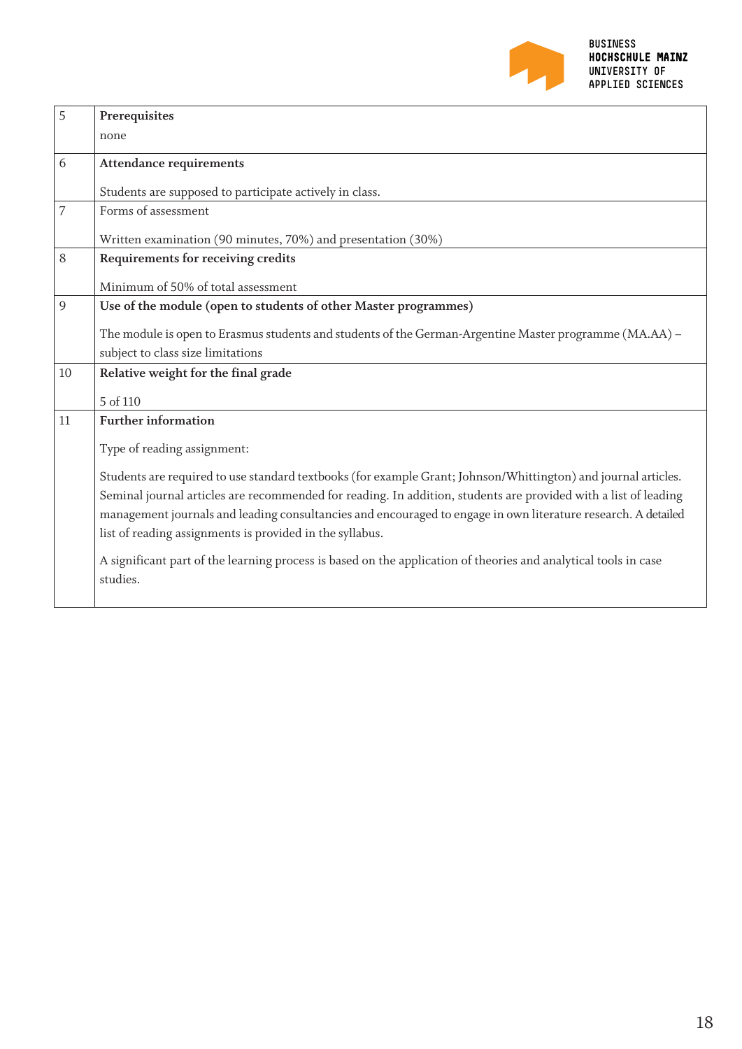| | |
|---|---|
| 5 | **Prerequisites**<br><br>none |
| 6 | **Attendance requirements**<br><br>Students are supposed to participate actively in class. |
| 7 | Forms of assessment<br><br>Written examination (90 minutes, 70%) and presentation (30%) |
| 8 | **Requirements for receiving credits**<br><br>Minimum of 50% of total assessment |
| 9 | **Use of the module (open to students of other Master programmes)**<br><br>The module is open to Erasmus students and students of the German-Argentine Master programme (MA.AA) – subject to class size limitations |
| 10 | **Relative weight for the final grade**<br><br>5 of 110 |
| 11 | **Further information**<br><br>Type of reading assignment:<br><br>Students are required to use standard textbooks (for example Grant; Johnson/Whittington) and journal articles. Seminal journal articles are recommended for reading. In addition, students are provided with a list of leading management journals and leading consultancies and encouraged to engage in own literature research. A detailed list of reading assignments is provided in the syllabus.<br><br>A significant part of the learning process is based on the application of theories and analytical tools in case studies. |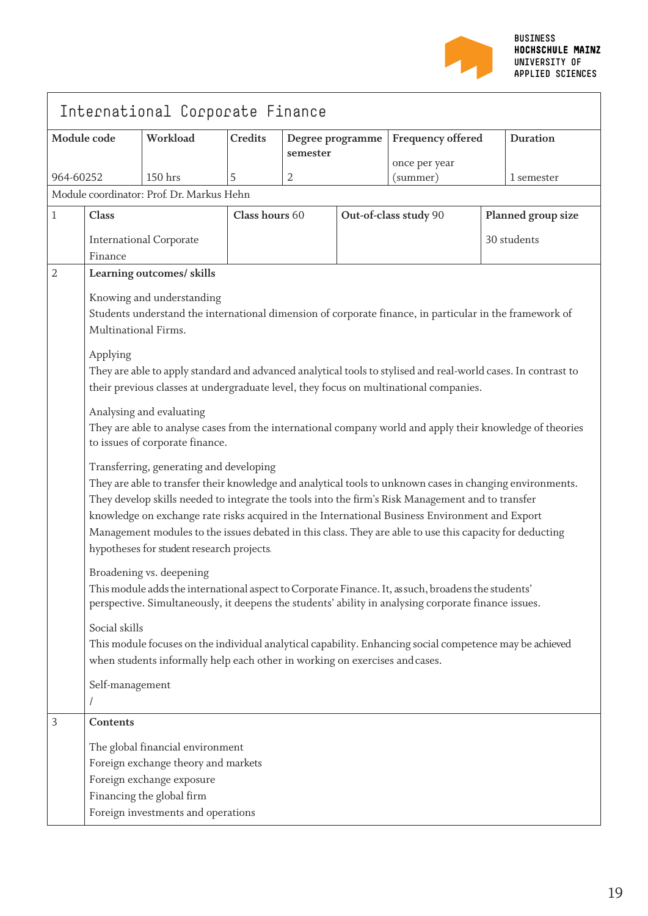# International Corporate Finance

| Module code | Workload | Credits | Degree programme semester | Frequency offered | Duration |
|---|---|---|---|---|---|
| 964-60252 | 150 hrs | 5 | 2 | once per year (summer) | 1 semester |

Module coordinator: Prof. Dr. Markus Hehn

| 1 | Class | Class hours 60 | Out-of-class study 90 | Planned group size |
|---|---|---|---|---|
| | International Corporate Finance | | | 30 students |

**2 Learning outcomes/ skills**

Knowing and understanding
Students understand the international dimension of corporate finance, in particular in the framework of Multinational Firms.

Applying
They are able to apply standard and advanced analytical tools to stylised and real-world cases. In contrast to their previous classes at undergraduate level, they focus on multinational companies.

Analysing and evaluating
They are able to analyse cases from the international company world and apply their knowledge of theories to issues of corporate finance.

Transferring, generating and developing
They are able to transfer their knowledge and analytical tools to unknown cases in changing environments. They develop skills needed to integrate the tools into the firm's Risk Management and to transfer knowledge on exchange rate risks acquired in the International Business Environment and Export Management modules to the issues debated in this class. They are able to use this capacity for deducting hypotheses for student research projects.

Broadening vs. deepening
This module adds the international aspect to Corporate Finance. It, as such, broadens the students' perspective. Simultaneously, it deepens the students' ability in analysing corporate finance issues.

Social skills
This module focuses on the individual analytical capability. Enhancing social competence may be achieved when students informally help each other in working on exercises and cases.

Self-management
/

**3 Contents**

The global financial environment
Foreign exchange theory and markets
Foreign exchange exposure
Financing the global firm
Foreign investments and operations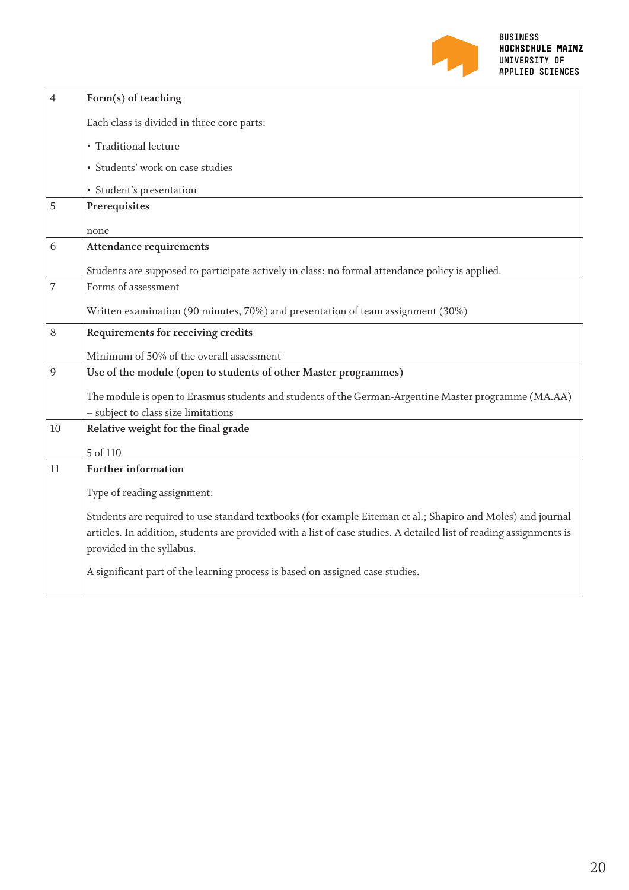| | |
|---|---|
| 4 | **Form(s) of teaching**<br><br>Each class is divided in three core parts:<br><br>• Traditional lecture<br><br>• Students' work on case studies<br><br>• Student's presentation |
| 5 | **Prerequisites**<br><br>none |
| 6 | **Attendance requirements**<br><br>Students are supposed to participate actively in class; no formal attendance policy is applied. |
| 7 | Forms of assessment<br><br>Written examination (90 minutes, 70%) and presentation of team assignment (30%) |
| 8 | **Requirements for receiving credits**<br><br>Minimum of 50% of the overall assessment |
| 9 | **Use of the module (open to students of other Master programmes)**<br><br>The module is open to Erasmus students and students of the German-Argentine Master programme (MA.AA) – subject to class size limitations |
| 10 | **Relative weight for the final grade**<br><br>5 of 110 |
| 11 | **Further information**<br><br>Type of reading assignment:<br><br>Students are required to use standard textbooks (for example Eiteman et al.; Shapiro and Moles) and journal articles. In addition, students are provided with a list of case studies. A detailed list of reading assignments is provided in the syllabus.<br><br>A significant part of the learning process is based on assigned case studies. |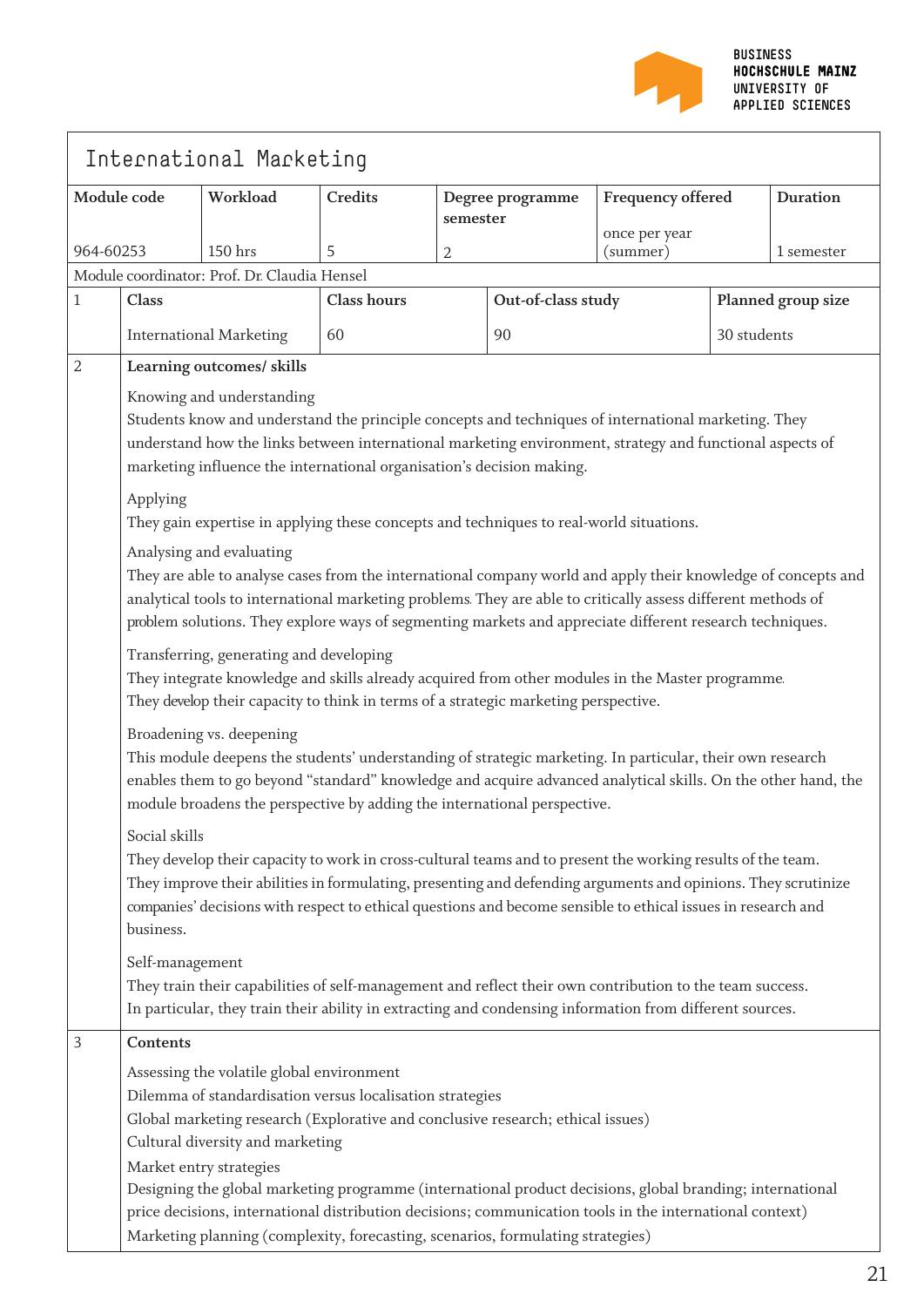# International Marketing

| Module code | Workload | Credits | Degree programme semester | Frequency offered | Duration |
|---|---|---|---|---|---|
| 964-60253 | 150 hrs | 5 | 2 | once per year (summer) | 1 semester |

Module coordinator: Prof. Dr. Claudia Hensel

| 1 | Class | Class hours | Out-of-class study | Planned group size |
|---|---|---|---|---|
| | International Marketing | 60 | 90 | 30 students |

**2 Learning outcomes/ skills**

Knowing and understanding

Students know and understand the principle concepts and techniques of international marketing. They understand how the links between international marketing environment, strategy and functional aspects of marketing influence the international organisation's decision making.

Applying

They gain expertise in applying these concepts and techniques to real-world situations.

Analysing and evaluating

They are able to analyse cases from the international company world and apply their knowledge of concepts and analytical tools to international marketing problems. They are able to critically assess different methods of problem solutions. They explore ways of segmenting markets and appreciate different research techniques.

Transferring, generating and developing

They integrate knowledge and skills already acquired from other modules in the Master programme.
They develop their capacity to think in terms of a strategic marketing perspective.

Broadening vs. deepening

This module deepens the students' understanding of strategic marketing. In particular, their own research enables them to go beyond "standard" knowledge and acquire advanced analytical skills. On the other hand, the module broadens the perspective by adding the international perspective.

Social skills

They develop their capacity to work in cross-cultural teams and to present the working results of the team. They improve their abilities in formulating, presenting and defending arguments and opinions. They scrutinize companies' decisions with respect to ethical questions and become sensible to ethical issues in research and business.

Self-management

They train their capabilities of self-management and reflect their own contribution to the team success.
In particular, they train their ability in extracting and condensing information from different sources.

**3 Contents**

Assessing the volatile global environment
Dilemma of standardisation versus localisation strategies
Global marketing research (Explorative and conclusive research; ethical issues)
Cultural diversity and marketing
Market entry strategies
Designing the global marketing programme (international product decisions, global branding; international price decisions, international distribution decisions; communication tools in the international context)
Marketing planning (complexity, forecasting, scenarios, formulating strategies)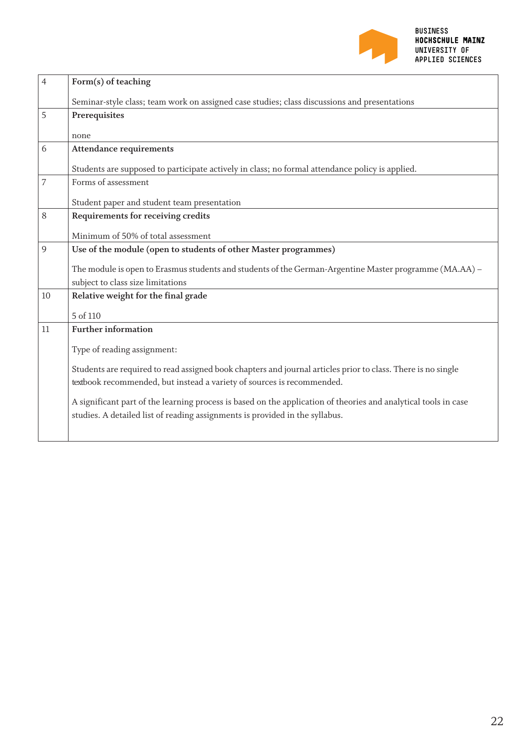| 4 | **Form(s) of teaching**<br><br>Seminar-style class; team work on assigned case studies; class discussions and presentations |
|---|---|
| 5 | **Prerequisites**<br><br>none |
| 6 | **Attendance requirements**<br><br>Students are supposed to participate actively in class; no formal attendance policy is applied. |
| 7 | Forms of assessment<br><br>Student paper and student team presentation |
| 8 | **Requirements for receiving credits**<br><br>Minimum of 50% of total assessment |
| 9 | **Use of the module (open to students of other Master programmes)**<br><br>The module is open to Erasmus students and students of the German-Argentine Master programme (MA.AA) – subject to class size limitations |
| 10 | **Relative weight for the final grade**<br><br>5 of 110 |
| 11 | **Further information**<br><br>Type of reading assignment:<br><br>Students are required to read assigned book chapters and journal articles prior to class. There is no single textbook recommended, but instead a variety of sources is recommended.<br><br>A significant part of the learning process is based on the application of theories and analytical tools in case studies. A detailed list of reading assignments is provided in the syllabus. |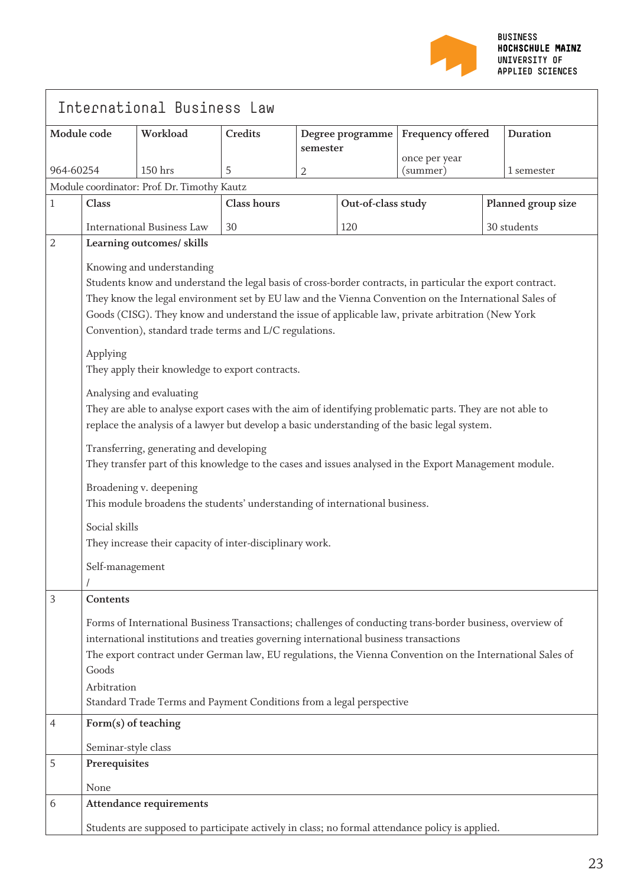# International Business Law

| Module code | Workload | Credits | Degree programme semester | Frequency offered | Duration |
|---|---|---|---|---|---|
| 964-60254 | 150 hrs | 5 | 2 | once per year (summer) | 1 semester |

Module coordinator: Prof. Dr. Timothy Kautz

| | Class | Class hours | Out-of-class study | Planned group size |
|---|---|---|---|---|
| 1 | International Business Law | 30 | 120 | 30 students |

**2 Learning outcomes/ skills**

Knowing and understanding
Students know and understand the legal basis of cross-border contracts, in particular the export contract. They know the legal environment set by EU law and the Vienna Convention on the International Sales of Goods (CISG). They know and understand the issue of applicable law, private arbitration (New York Convention), standard trade terms and L/C regulations.

Applying
They apply their knowledge to export contracts.

Analysing and evaluating
They are able to analyse export cases with the aim of identifying problematic parts. They are not able to replace the analysis of a lawyer but develop a basic understanding of the basic legal system.

Transferring, generating and developing
They transfer part of this knowledge to the cases and issues analysed in the Export Management module.

Broadening v. deepening
This module broadens the students' understanding of international business.

Social skills
They increase their capacity of inter-disciplinary work.

Self-management
/

**3 Contents**

Forms of International Business Transactions; challenges of conducting trans-border business, overview of international institutions and treaties governing international business transactions
The export contract under German law, EU regulations, the Vienna Convention on the International Sales of Goods
Arbitration
Standard Trade Terms and Payment Conditions from a legal perspective

**4 Form(s) of teaching**

Seminar-style class

**5 Prerequisites**

None

**6 Attendance requirements**

Students are supposed to participate actively in class; no formal attendance policy is applied.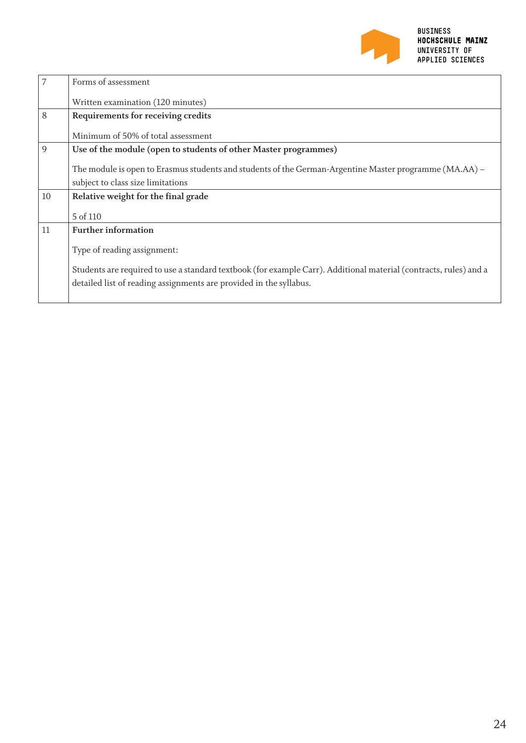| | |
|---|---|
| 7 | Forms of assessment<br><br>Written examination (120 minutes) |
| 8 | **Requirements for receiving credits**<br><br>Minimum of 50% of total assessment |
| 9 | **Use of the module (open to students of other Master programmes)**<br><br>The module is open to Erasmus students and students of the German-Argentine Master programme (MA.AA) – subject to class size limitations |
| 10 | **Relative weight for the final grade**<br><br>5 of 110 |
| 11 | **Further information**<br><br>Type of reading assignment:<br><br>Students are required to use a standard textbook (for example Carr). Additional material (contracts, rules) and a detailed list of reading assignments are provided in the syllabus. |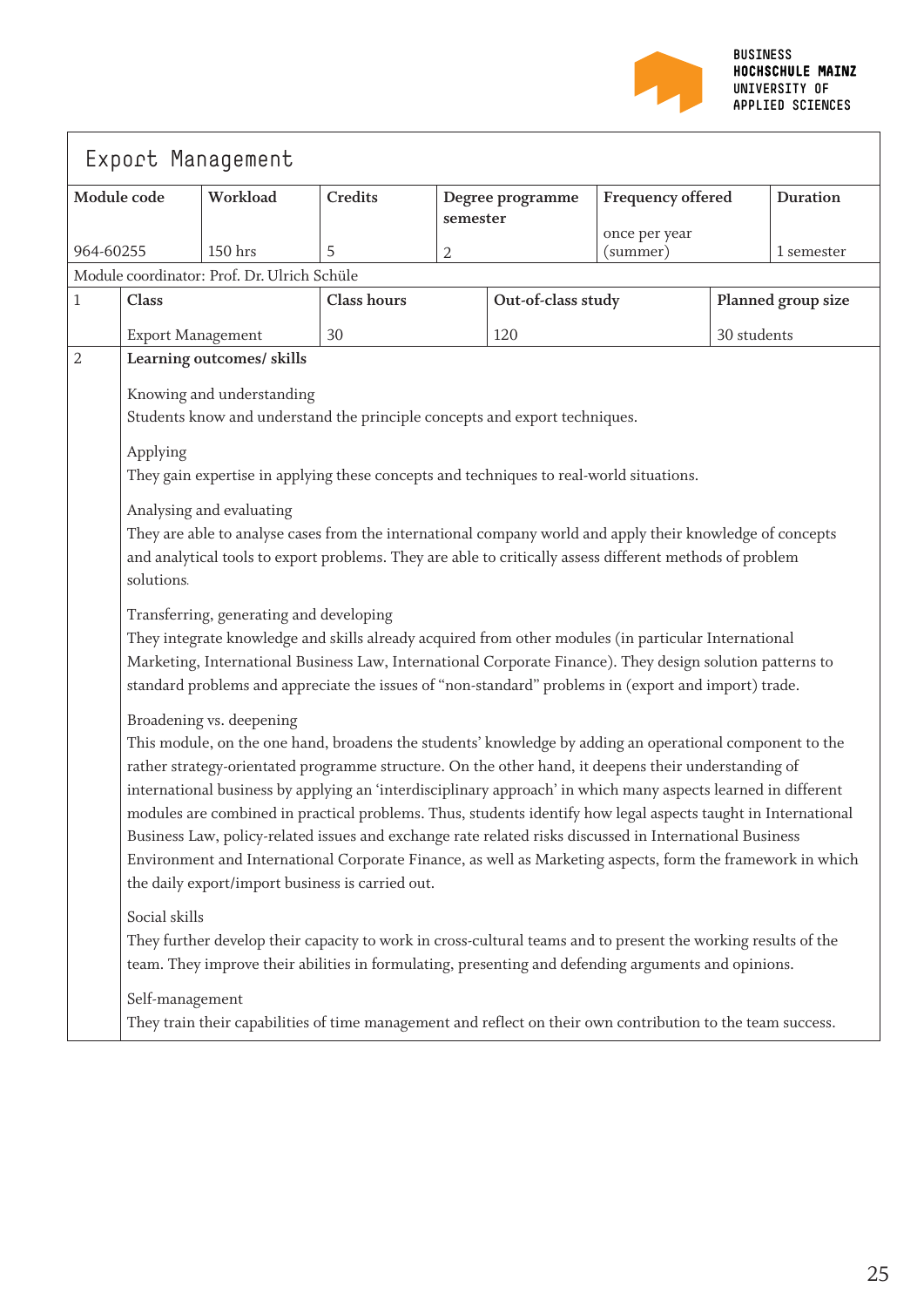# Export Management

| Module code | Workload | Credits | Degree programme semester | Frequency offered | Duration |
|---|---|---|---|---|---|
| 964-60255 | 150 hrs | 5 | 2 | once per year (summer) | 1 semester |

Module coordinator: Prof. Dr. Ulrich Schüle

| | Class | Class hours | Out-of-class study | Planned group size |
|---|---|---|---|---|
| 1 | Export Management | 30 | 120 | 30 students |

**2 Learning outcomes/ skills**

Knowing and understanding
Students know and understand the principle concepts and export techniques.

Applying
They gain expertise in applying these concepts and techniques to real-world situations.

Analysing and evaluating
They are able to analyse cases from the international company world and apply their knowledge of concepts and analytical tools to export problems. They are able to critically assess different methods of problem solutions.

Transferring, generating and developing
They integrate knowledge and skills already acquired from other modules (in particular International Marketing, International Business Law, International Corporate Finance). They design solution patterns to standard problems and appreciate the issues of "non-standard" problems in (export and import) trade.

Broadening vs. deepening
This module, on the one hand, broadens the students' knowledge by adding an operational component to the rather strategy-orientated programme structure. On the other hand, it deepens their understanding of international business by applying an 'interdisciplinary approach' in which many aspects learned in different modules are combined in practical problems. Thus, students identify how legal aspects taught in International Business Law, policy-related issues and exchange rate related risks discussed in International Business Environment and International Corporate Finance, as well as Marketing aspects, form the framework in which the daily export/import business is carried out.

Social skills
They further develop their capacity to work in cross-cultural teams and to present the working results of the team. They improve their abilities in formulating, presenting and defending arguments and opinions.

Self-management
They train their capabilities of time management and reflect on their own contribution to the team success.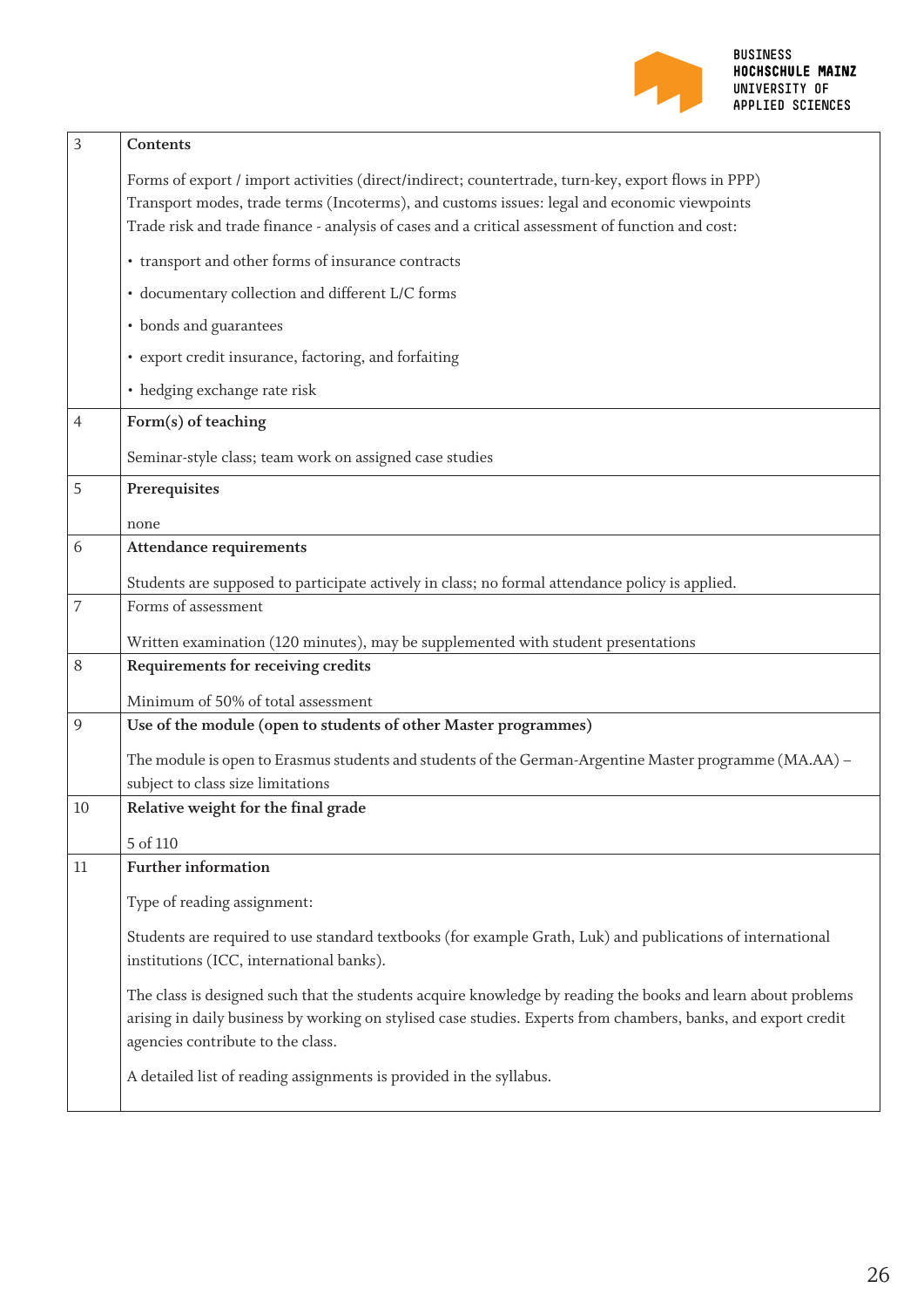| 3 | **Contents**<br><br>Forms of export / import activities (direct/indirect; countertrade, turn-key, export flows in PPP)<br>Transport modes, trade terms (Incoterms), and customs issues: legal and economic viewpoints<br>Trade risk and trade finance - analysis of cases and a critical assessment of function and cost:<br><br>• transport and other forms of insurance contracts<br>• documentary collection and different L/C forms<br>• bonds and guarantees<br>• export credit insurance, factoring, and forfaiting<br>• hedging exchange rate risk |
|---|---|
| 4 | **Form(s) of teaching**<br><br>Seminar-style class; team work on assigned case studies |
| 5 | **Prerequisites**<br><br>none |
| 6 | **Attendance requirements**<br><br>Students are supposed to participate actively in class; no formal attendance policy is applied. |
| 7 | Forms of assessment<br><br>Written examination (120 minutes), may be supplemented with student presentations |
| 8 | **Requirements for receiving credits**<br><br>Minimum of 50% of total assessment |
| 9 | **Use of the module (open to students of other Master programmes)**<br><br>The module is open to Erasmus students and students of the German-Argentine Master programme (MA.AA) – subject to class size limitations |
| 10 | **Relative weight for the final grade**<br><br>5 of 110 |
| 11 | **Further information**<br><br>Type of reading assignment:<br><br>Students are required to use standard textbooks (for example Grath, Luk) and publications of international institutions (ICC, international banks).<br><br>The class is designed such that the students acquire knowledge by reading the books and learn about problems arising in daily business by working on stylised case studies. Experts from chambers, banks, and export credit agencies contribute to the class.<br><br>A detailed list of reading assignments is provided in the syllabus. |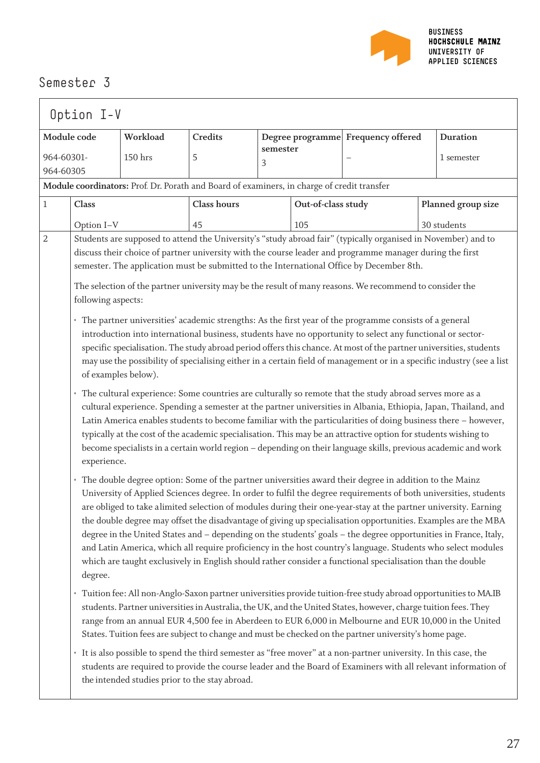## Semester 3

### Option I-V

| Module code | Workload | Credits | Degree programme semester | Frequency offered | Duration |
|---|---|---|---|---|---|
| 964-60301-964-60305 | 150 hrs | 5 | 3 | – | 1 semester |

**Module coordinators:** Prof. Dr. Porath and Board of examiners, in charge of credit transfer

| 1 | Class | Class hours | Out-of-class study | Planned group size |
|---|---|---|---|---|
| | Option I–V | 45 | 105 | 30 students |

**2**

Students are supposed to attend the University's "study abroad fair" (typically organised in November) and to discuss their choice of partner university with the course leader and programme manager during the first semester. The application must be submitted to the International Office by December 8th.

The selection of the partner university may be the result of many reasons. We recommend to consider the following aspects:

- The partner universities' academic strengths: As the first year of the programme consists of a general introduction into international business, students have no opportunity to select any functional or sector-specific specialisation. The study abroad period offers this chance. At most of the partner universities, students may use the possibility of specialising either in a certain field of management or in a specific industry (see a list of examples below).
- The cultural experience: Some countries are culturally so remote that the study abroad serves more as a cultural experience. Spending a semester at the partner universities in Albania, Ethiopia, Japan, Thailand, and Latin America enables students to become familiar with the particularities of doing business there – however, typically at the cost of the academic specialisation. This may be an attractive option for students wishing to become specialists in a certain world region – depending on their language skills, previous academic and work experience.
- The double degree option: Some of the partner universities award their degree in addition to the Mainz University of Applied Sciences degree. In order to fulfil the degree requirements of both universities, students are obliged to take a limited selection of modules during their one-year-stay at the partner university. Earning the double degree may offset the disadvantage of giving up specialisation opportunities. Examples are the MBA degree in the United States and – depending on the students' goals – the degree opportunities in France, Italy, and Latin America, which all require proficiency in the host country's language. Students who select modules which are taught exclusively in English should rather consider a functional specialisation than the double degree.
- Tuition fee: All non-Anglo-Saxon partner universities provide tuition-free study abroad opportunities to MA.IB students. Partner universities in Australia, the UK, and the United States, however, charge tuition fees. They range from an annual EUR 4,500 fee in Aberdeen to EUR 6,000 in Melbourne and EUR 10,000 in the United States. Tuition fees are subject to change and must be checked on the partner university's home page.
- It is also possible to spend the third semester as "free mover" at a non-partner university. In this case, the students are required to provide the course leader and the Board of Examiners with all relevant information of the intended studies prior to the stay abroad.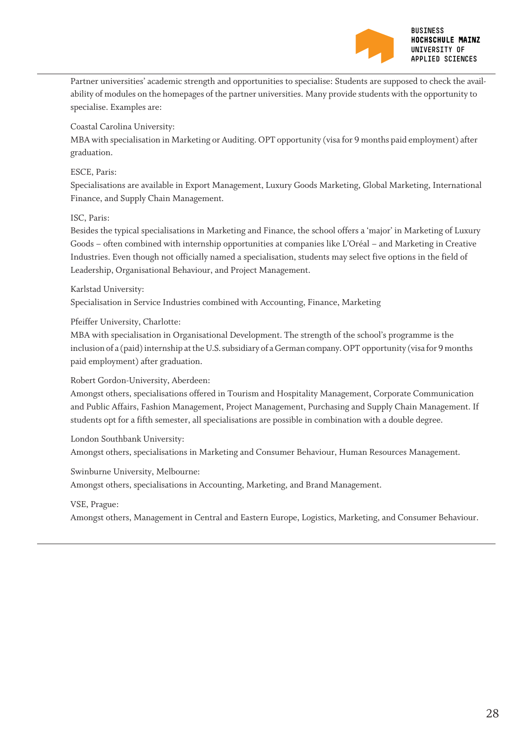Partner universities' academic strength and opportunities to specialise: Students are supposed to check the availability of modules on the homepages of the partner universities. Many provide students with the opportunity to specialise. Examples are:

Coastal Carolina University:
MBA with specialisation in Marketing or Auditing. OPT opportunity (visa for 9 months paid employment) after graduation.

ESCE, Paris:
Specialisations are available in Export Management, Luxury Goods Marketing, Global Marketing, International Finance, and Supply Chain Management.

ISC, Paris:
Besides the typical specialisations in Marketing and Finance, the school offers a 'major' in Marketing of Luxury Goods – often combined with internship opportunities at companies like L'Oréal – and Marketing in Creative Industries. Even though not officially named a specialisation, students may select five options in the field of Leadership, Organisational Behaviour, and Project Management.

Karlstad University:
Specialisation in Service Industries combined with Accounting, Finance, Marketing

Pfeiffer University, Charlotte:
MBA with specialisation in Organisational Development. The strength of the school's programme is the inclusion of a (paid) internship at the U.S. subsidiary of a German company. OPT opportunity (visa for 9 months paid employment) after graduation.

Robert Gordon-University, Aberdeen:
Amongst others, specialisations offered in Tourism and Hospitality Management, Corporate Communication and Public Affairs, Fashion Management, Project Management, Purchasing and Supply Chain Management. If students opt for a fifth semester, all specialisations are possible in combination with a double degree.

London Southbank University:
Amongst others, specialisations in Marketing and Consumer Behaviour, Human Resources Management.

Swinburne University, Melbourne:
Amongst others, specialisations in Accounting, Marketing, and Brand Management.

VSE, Prague:
Amongst others, Management in Central and Eastern Europe, Logistics, Marketing, and Consumer Behaviour.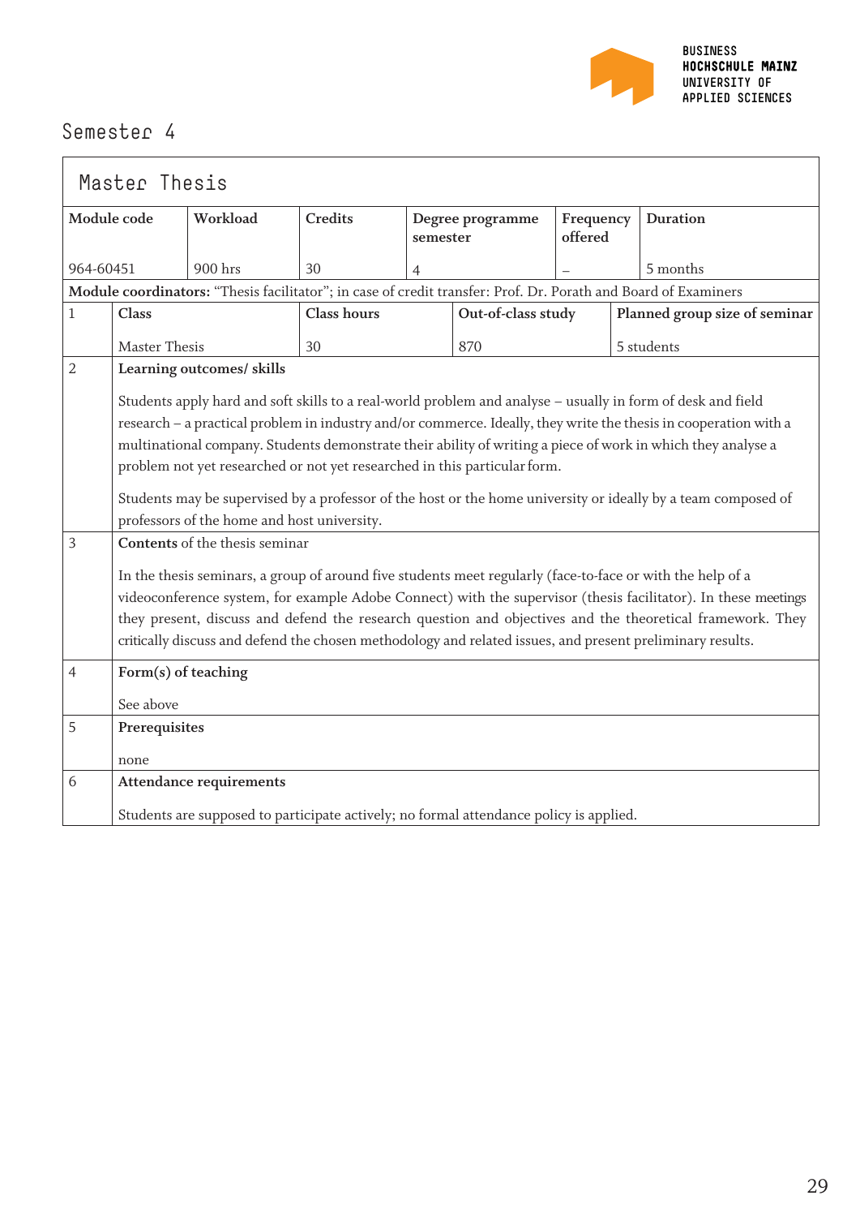## Semester 4

### Master Thesis

| Module code | Workload | Credits | Degree programme semester | Frequency offered | Duration |
|---|---|---|---|---|---|
| 964-60451 | 900 hrs | 30 | 4 | – | 5 months |

**Module coordinators:** "Thesis facilitator"; in case of credit transfer: Prof. Dr. Porath and Board of Examiners

| 1 | Class | Class hours | Out-of-class study | Planned group size of seminar |
|---|---|---|---|---|
| | Master Thesis | 30 | 870 | 5 students |

**2 Learning outcomes/ skills**

Students apply hard and soft skills to a real-world problem and analyse – usually in form of desk and field research – a practical problem in industry and/or commerce. Ideally, they write the thesis in cooperation with a multinational company. Students demonstrate their ability of writing a piece of work in which they analyse a problem not yet researched or not yet researched in this particular form.

Students may be supervised by a professor of the host or the home university or ideally by a team composed of professors of the home and host university.

**3 Contents** of the thesis seminar

In the thesis seminars, a group of around five students meet regularly (face-to-face or with the help of a videoconference system, for example Adobe Connect) with the supervisor (thesis facilitator). In these meetings they present, discuss and defend the research question and objectives and the theoretical framework. They critically discuss and defend the chosen methodology and related issues, and present preliminary results.

**4 Form(s) of teaching**

See above

**5 Prerequisites**

none

**6 Attendance requirements**

Students are supposed to participate actively; no formal attendance policy is applied.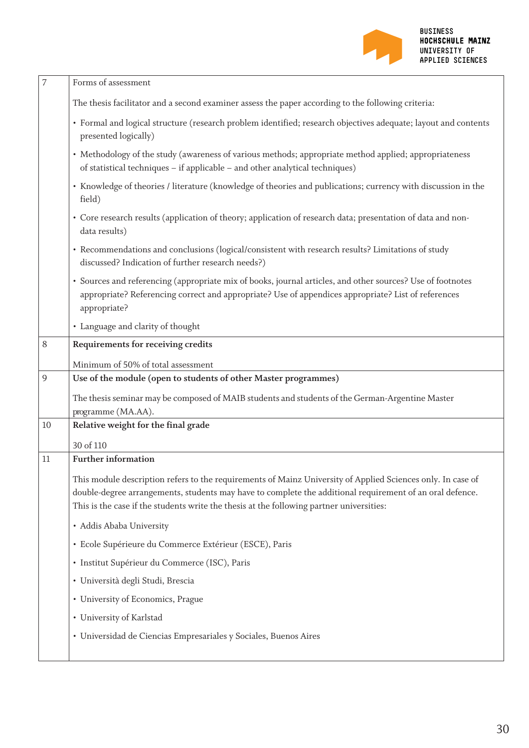| | |
|---|---|
| 7 | Forms of assessment<br><br>The thesis facilitator and a second examiner assess the paper according to the following criteria:<br><br>• Formal and logical structure (research problem identified; research objectives adequate; layout and contents presented logically)<br><br>• Methodology of the study (awareness of various methods; appropriate method applied; appropriateness of statistical techniques – if applicable – and other analytical techniques)<br><br>• Knowledge of theories / literature (knowledge of theories and publications; currency with discussion in the field)<br><br>• Core research results (application of theory; application of research data; presentation of data and non-data results)<br><br>• Recommendations and conclusions (logical/consistent with research results? Limitations of study discussed? Indication of further research needs?)<br><br>• Sources and referencing (appropriate mix of books, journal articles, and other sources? Use of footnotes appropriate? Referencing correct and appropriate? Use of appendices appropriate? List of references appropriate?<br><br>• Language and clarity of thought |
| 8 | **Requirements for receiving credits**<br><br>Minimum of 50% of total assessment |
| 9 | **Use of the module (open to students of other Master programmes)**<br><br>The thesis seminar may be composed of MAIB students and students of the German-Argentine Master programme (MA.AA). |
| 10 | **Relative weight for the final grade**<br><br>30 of 110 |
| 11 | **Further information**<br><br>This module description refers to the requirements of Mainz University of Applied Sciences only. In case of double-degree arrangements, students may have to complete the additional requirement of an oral defence. This is the case if the students write the thesis at the following partner universities:<br><br>• Addis Ababa University<br><br>• Ecole Supérieure du Commerce Extérieur (ESCE), Paris<br><br>• Institut Supérieur du Commerce (ISC), Paris<br><br>• Università degli Studi, Brescia<br><br>• University of Economics, Prague<br><br>• University of Karlstad<br><br>• Universidad de Ciencias Empresariales y Sociales, Buenos Aires |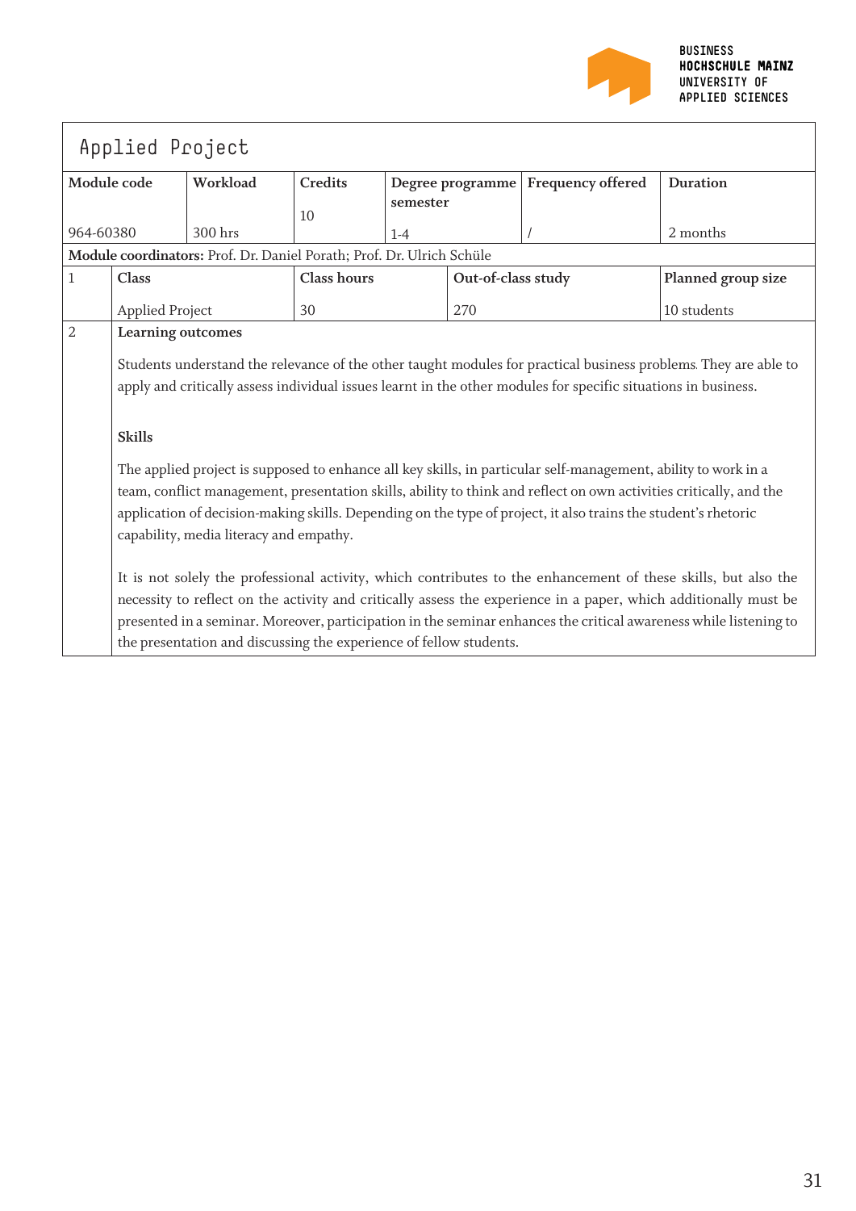# Applied Project

| Module code | Workload | Credits | Degree programme semester | Frequency offered | Duration |
|---|---|---|---|---|---|
| 964-60380 | 300 hrs | 10 | 1-4 | / | 2 months |

**Module coordinators:** Prof. Dr. Daniel Porath; Prof. Dr. Ulrich Schüle

| | Class | Class hours | Out-of-class study | Planned group size |
|---|---|---|---|---|
| 1 | Applied Project | 30 | 270 | 10 students |

**2 Learning outcomes**

Students understand the relevance of the other taught modules for practical business problems. They are able to apply and critically assess individual issues learnt in the other modules for specific situations in business.

**Skills**

The applied project is supposed to enhance all key skills, in particular self-management, ability to work in a team, conflict management, presentation skills, ability to think and reflect on own activities critically, and the application of decision-making skills. Depending on the type of project, it also trains the student's rhetoric capability, media literacy and empathy.

It is not solely the professional activity, which contributes to the enhancement of these skills, but also the necessity to reflect on the activity and critically assess the experience in a paper, which additionally must be presented in a seminar. Moreover, participation in the seminar enhances the critical awareness while listening to the presentation and discussing the experience of fellow students.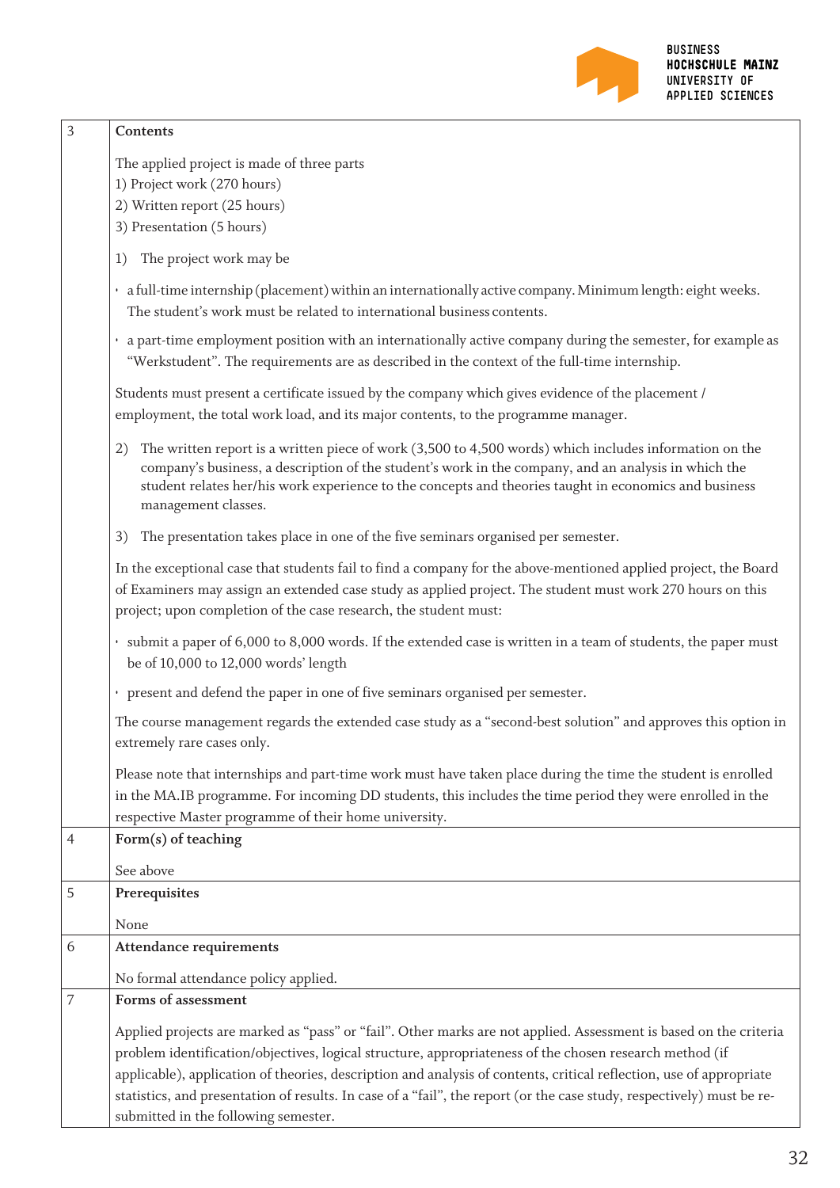| | |
|---|---|
| 3 | **Contents**<br><br>The applied project is made of three parts<br>1) Project work (270 hours)<br>2) Written report (25 hours)<br>3) Presentation (5 hours)<br><br>1) The project work may be<br><br>• a full-time internship (placement) within an internationally active company. Minimum length: eight weeks. The student's work must be related to international business contents.<br><br>• a part-time employment position with an internationally active company during the semester, for example as "Werkstudent". The requirements are as described in the context of the full-time internship.<br><br>Students must present a certificate issued by the company which gives evidence of the placement / employment, the total work load, and its major contents, to the programme manager.<br><br>2) The written report is a written piece of work (3,500 to 4,500 words) which includes information on the company's business, a description of the student's work in the company, and an analysis in which the student relates her/his work experience to the concepts and theories taught in economics and business management classes.<br><br>3) The presentation takes place in one of the five seminars organised per semester.<br><br>In the exceptional case that students fail to find a company for the above-mentioned applied project, the Board of Examiners may assign an extended case study as applied project. The student must work 270 hours on this project; upon completion of the case research, the student must:<br><br>• submit a paper of 6,000 to 8,000 words. If the extended case is written in a team of students, the paper must be of 10,000 to 12,000 words' length<br><br>• present and defend the paper in one of five seminars organised per semester.<br><br>The course management regards the extended case study as a "second-best solution" and approves this option in extremely rare cases only.<br><br>Please note that internships and part-time work must have taken place during the time the student is enrolled in the MA.IB programme. For incoming DD students, this includes the time period they were enrolled in the respective Master programme of their home university. |
| 4 | **Form(s) of teaching**<br><br>See above |
| 5 | **Prerequisites**<br><br>None |
| 6 | **Attendance requirements**<br><br>No formal attendance policy applied. |
| 7 | **Forms of assessment**<br><br>Applied projects are marked as "pass" or "fail". Other marks are not applied. Assessment is based on the criteria problem identification/objectives, logical structure, appropriateness of the chosen research method (if applicable), application of theories, description and analysis of contents, critical reflection, use of appropriate statistics, and presentation of results. In case of a "fail", the report (or the case study, respectively) must be re-submitted in the following semester. |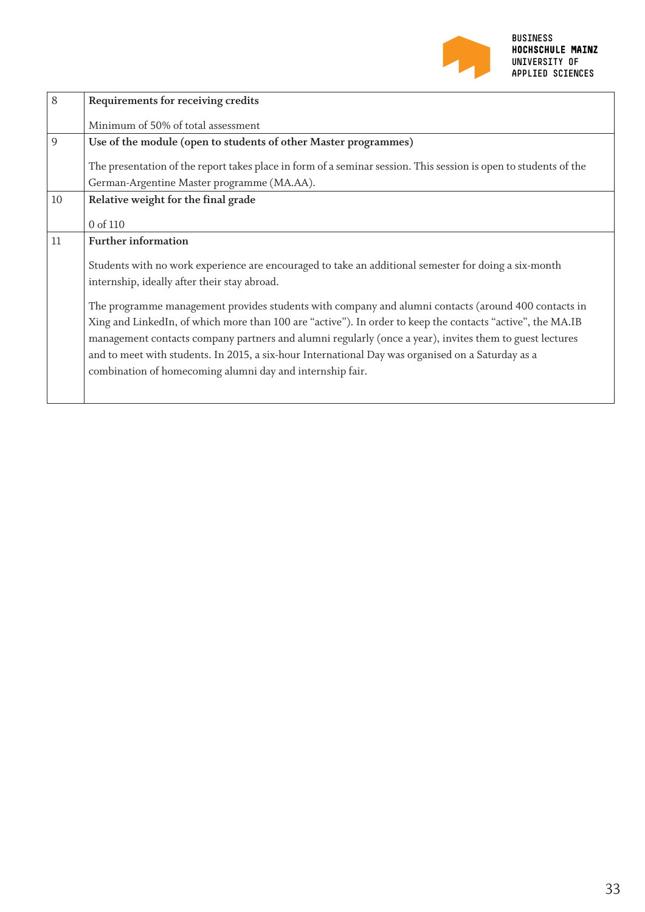| | |
|---|---|
| 8 | **Requirements for receiving credits**<br><br>Minimum of 50% of total assessment |
| 9 | **Use of the module (open to students of other Master programmes)**<br><br>The presentation of the report takes place in form of a seminar session. This session is open to students of the German-Argentine Master programme (MA.AA). |
| 10 | **Relative weight for the final grade**<br><br>0 of 110 |
| 11 | **Further information**<br><br>Students with no work experience are encouraged to take an additional semester for doing a six-month internship, ideally after their stay abroad.<br><br>The programme management provides students with company and alumni contacts (around 400 contacts in Xing and LinkedIn, of which more than 100 are “active”). In order to keep the contacts “active”, the MA.IB management contacts company partners and alumni regularly (once a year), invites them to guest lectures and to meet with students. In 2015, a six-hour International Day was organised on a Saturday as a combination of homecoming alumni day and internship fair. |